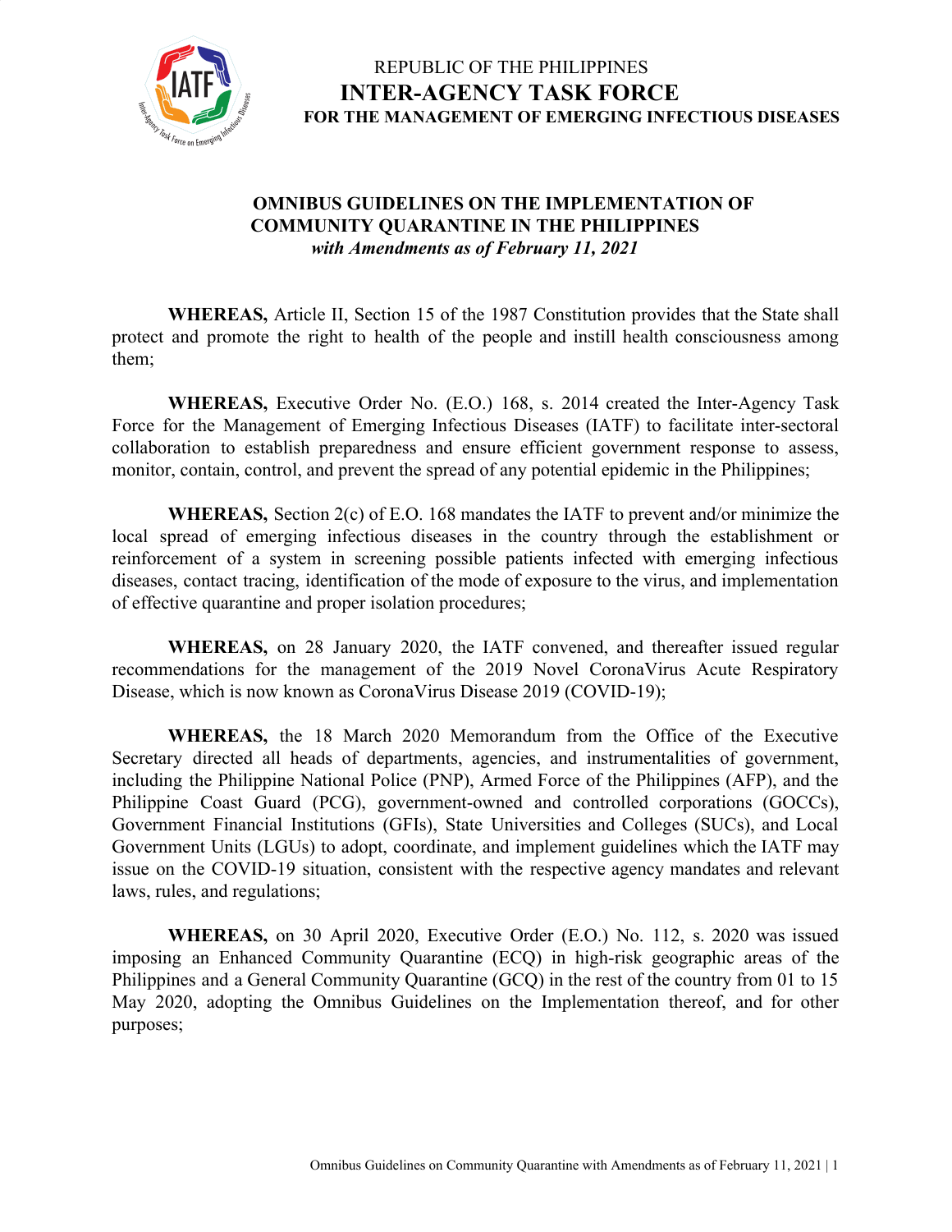REPUBLIC OF THE PHILIPPINES
**INTER-AGENCY TASK FORCE**
**FOR THE MANAGEMENT OF EMERGING INFECTIOUS DISEASES**

# OMNIBUS GUIDELINES ON THE IMPLEMENTATION OF COMMUNITY QUARANTINE IN THE PHILIPPINES

***with Amendments as of February 11, 2021***

**WHEREAS,** Article II, Section 15 of the 1987 Constitution provides that the State shall protect and promote the right to health of the people and instill health consciousness among them;

**WHEREAS,** Executive Order No. (E.O.) 168, s. 2014 created the Inter-Agency Task Force for the Management of Emerging Infectious Diseases (IATF) to facilitate inter-sectoral collaboration to establish preparedness and ensure efficient government response to assess, monitor, contain, control, and prevent the spread of any potential epidemic in the Philippines;

**WHEREAS,** Section 2(c) of E.O. 168 mandates the IATF to prevent and/or minimize the local spread of emerging infectious diseases in the country through the establishment or reinforcement of a system in screening possible patients infected with emerging infectious diseases, contact tracing, identification of the mode of exposure to the virus, and implementation of effective quarantine and proper isolation procedures;

**WHEREAS,** on 28 January 2020, the IATF convened, and thereafter issued regular recommendations for the management of the 2019 Novel CoronaVirus Acute Respiratory Disease, which is now known as CoronaVirus Disease 2019 (COVID-19);

**WHEREAS,** the 18 March 2020 Memorandum from the Office of the Executive Secretary directed all heads of departments, agencies, and instrumentalities of government, including the Philippine National Police (PNP), Armed Force of the Philippines (AFP), and the Philippine Coast Guard (PCG), government-owned and controlled corporations (GOCCs), Government Financial Institutions (GFIs), State Universities and Colleges (SUCs), and Local Government Units (LGUs) to adopt, coordinate, and implement guidelines which the IATF may issue on the COVID-19 situation, consistent with the respective agency mandates and relevant laws, rules, and regulations;

**WHEREAS,** on 30 April 2020, Executive Order (E.O.) No. 112, s. 2020 was issued imposing an Enhanced Community Quarantine (ECQ) in high-risk geographic areas of the Philippines and a General Community Quarantine (GCQ) in the rest of the country from 01 to 15 May 2020, adopting the Omnibus Guidelines on the Implementation thereof, and for other purposes;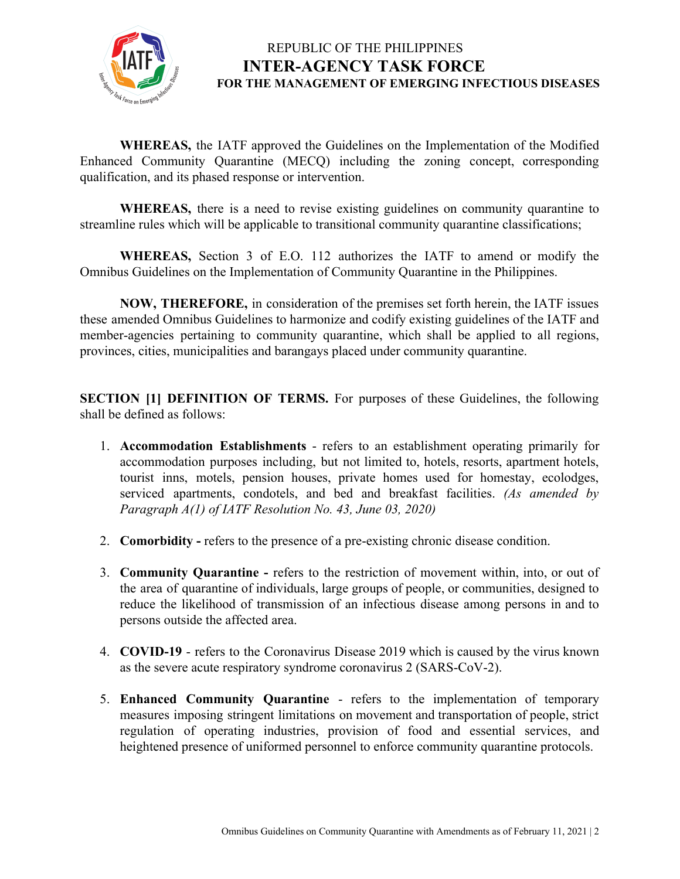**WHEREAS,** the IATF approved the Guidelines on the Implementation of the Modified Enhanced Community Quarantine (MECQ) including the zoning concept, corresponding qualification, and its phased response or intervention.

**WHEREAS,** there is a need to revise existing guidelines on community quarantine to streamline rules which will be applicable to transitional community quarantine classifications;

**WHEREAS,** Section 3 of E.O. 112 authorizes the IATF to amend or modify the Omnibus Guidelines on the Implementation of Community Quarantine in the Philippines.

**NOW, THEREFORE,** in consideration of the premises set forth herein, the IATF issues these amended Omnibus Guidelines to harmonize and codify existing guidelines of the IATF and member-agencies pertaining to community quarantine, which shall be applied to all regions, provinces, cities, municipalities and barangays placed under community quarantine.

**SECTION [1] DEFINITION OF TERMS.** For purposes of these Guidelines, the following shall be defined as follows:

1. **Accommodation Establishments** - refers to an establishment operating primarily for accommodation purposes including, but not limited to, hotels, resorts, apartment hotels, tourist inns, motels, pension houses, private homes used for homestay, ecolodges, serviced apartments, condotels, and bed and breakfast facilities. *(As amended by Paragraph A(1) of IATF Resolution No. 43, June 03, 2020)*

2. **Comorbidity -** refers to the presence of a pre-existing chronic disease condition.

3. **Community Quarantine -** refers to the restriction of movement within, into, or out of the area of quarantine of individuals, large groups of people, or communities, designed to reduce the likelihood of transmission of an infectious disease among persons in and to persons outside the affected area.

4. **COVID-19** - refers to the Coronavirus Disease 2019 which is caused by the virus known as the severe acute respiratory syndrome coronavirus 2 (SARS-CoV-2).

5. **Enhanced Community Quarantine** - refers to the implementation of temporary measures imposing stringent limitations on movement and transportation of people, strict regulation of operating industries, provision of food and essential services, and heightened presence of uniformed personnel to enforce community quarantine protocols.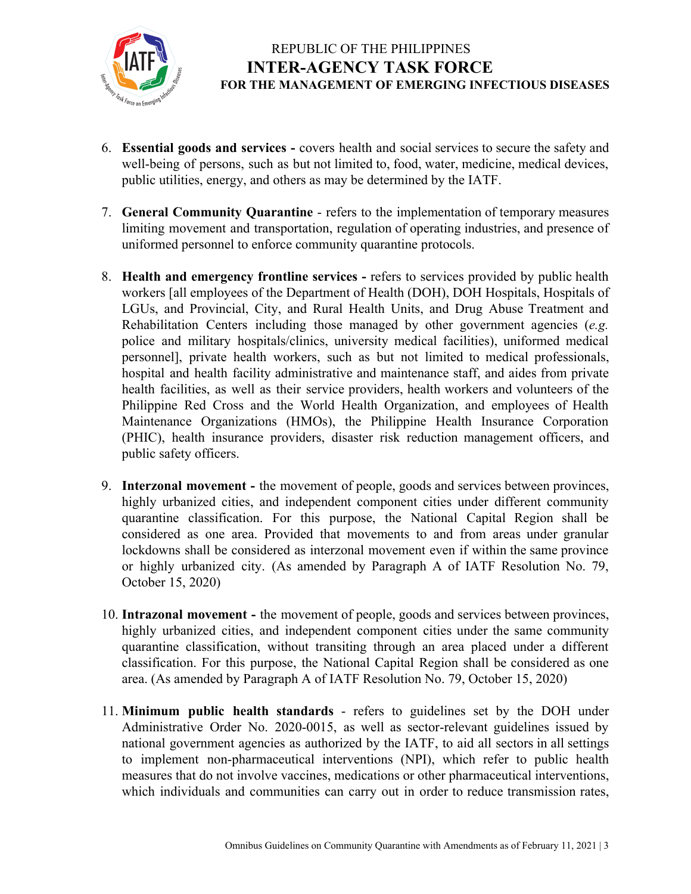6. **Essential goods and services -** covers health and social services to secure the safety and well-being of persons, such as but not limited to, food, water, medicine, medical devices, public utilities, energy, and others as may be determined by the IATF.

7. **General Community Quarantine** - refers to the implementation of temporary measures limiting movement and transportation, regulation of operating industries, and presence of uniformed personnel to enforce community quarantine protocols.

8. **Health and emergency frontline services -** refers to services provided by public health workers [all employees of the Department of Health (DOH), DOH Hospitals, Hospitals of LGUs, and Provincial, City, and Rural Health Units, and Drug Abuse Treatment and Rehabilitation Centers including those managed by other government agencies (*e.g.* police and military hospitals/clinics, university medical facilities), uniformed medical personnel], private health workers, such as but not limited to medical professionals, hospital and health facility administrative and maintenance staff, and aides from private health facilities, as well as their service providers, health workers and volunteers of the Philippine Red Cross and the World Health Organization, and employees of Health Maintenance Organizations (HMOs), the Philippine Health Insurance Corporation (PHIC), health insurance providers, disaster risk reduction management officers, and public safety officers.

9. **Interzonal movement -** the movement of people, goods and services between provinces, highly urbanized cities, and independent component cities under different community quarantine classification. For this purpose, the National Capital Region shall be considered as one area. Provided that movements to and from areas under granular lockdowns shall be considered as interzonal movement even if within the same province or highly urbanized city. (As amended by Paragraph A of IATF Resolution No. 79, October 15, 2020)

10. **Intrazonal movement -** the movement of people, goods and services between provinces, highly urbanized cities, and independent component cities under the same community quarantine classification, without transiting through an area placed under a different classification. For this purpose, the National Capital Region shall be considered as one area. (As amended by Paragraph A of IATF Resolution No. 79, October 15, 2020)

11. **Minimum public health standards** - refers to guidelines set by the DOH under Administrative Order No. 2020-0015, as well as sector-relevant guidelines issued by national government agencies as authorized by the IATF, to aid all sectors in all settings to implement non-pharmaceutical interventions (NPI), which refer to public health measures that do not involve vaccines, medications or other pharmaceutical interventions, which individuals and communities can carry out in order to reduce transmission rates,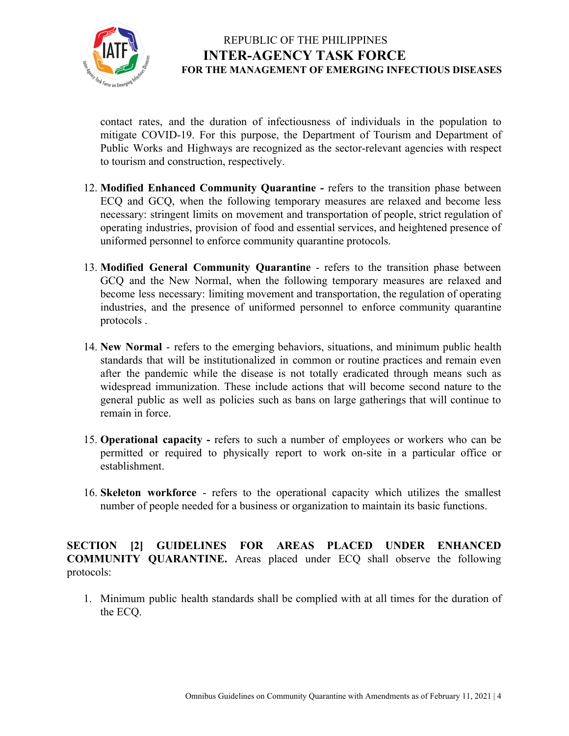contact rates, and the duration of infectiousness of individuals in the population to mitigate COVID-19. For this purpose, the Department of Tourism and Department of Public Works and Highways are recognized as the sector-relevant agencies with respect to tourism and construction, respectively.

12. **Modified Enhanced Community Quarantine -** refers to the transition phase between ECQ and GCQ, when the following temporary measures are relaxed and become less necessary: stringent limits on movement and transportation of people, strict regulation of operating industries, provision of food and essential services, and heightened presence of uniformed personnel to enforce community quarantine protocols.

13. **Modified General Community Quarantine** - refers to the transition phase between GCQ and the New Normal, when the following temporary measures are relaxed and become less necessary: limiting movement and transportation, the regulation of operating industries, and the presence of uniformed personnel to enforce community quarantine protocols .

14. **New Normal** - refers to the emerging behaviors, situations, and minimum public health standards that will be institutionalized in common or routine practices and remain even after the pandemic while the disease is not totally eradicated through means such as widespread immunization. These include actions that will become second nature to the general public as well as policies such as bans on large gatherings that will continue to remain in force.

15. **Operational capacity -** refers to such a number of employees or workers who can be permitted or required to physically report to work on-site in a particular office or establishment.

16. **Skeleton workforce** - refers to the operational capacity which utilizes the smallest number of people needed for a business or organization to maintain its basic functions.

**SECTION [2] GUIDELINES FOR AREAS PLACED UNDER ENHANCED COMMUNITY QUARANTINE.** Areas placed under ECQ shall observe the following protocols:

1. Minimum public health standards shall be complied with at all times for the duration of the ECQ.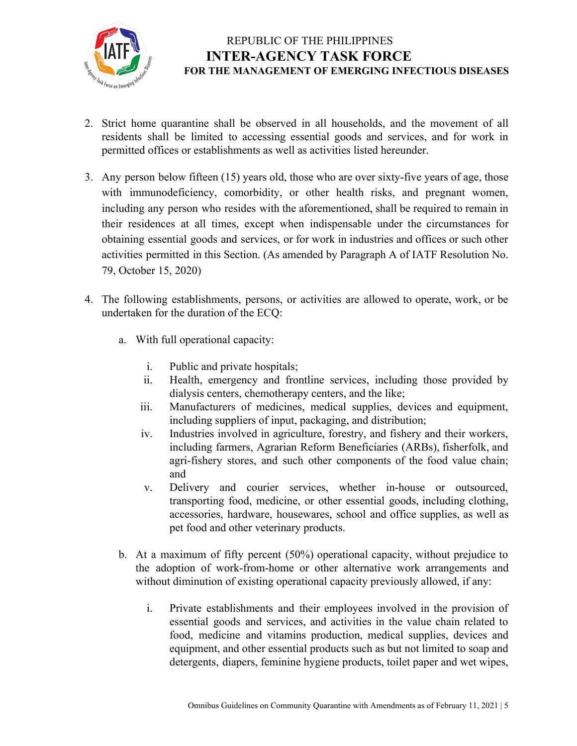2. Strict home quarantine shall be observed in all households, and the movement of all residents shall be limited to accessing essential goods and services, and for work in permitted offices or establishments as well as activities listed hereunder.

3. Any person below fifteen (15) years old, those who are over sixty-five years of age, those with immunodeficiency, comorbidity, or other health risks, and pregnant women, including any person who resides with the aforementioned, shall be required to remain in their residences at all times, except when indispensable under the circumstances for obtaining essential goods and services, or for work in industries and offices or such other activities permitted in this Section. (As amended by Paragraph A of IATF Resolution No. 79, October 15, 2020)

4. The following establishments, persons, or activities are allowed to operate, work, or be undertaken for the duration of the ECQ:

   a. With full operational capacity:

      i. Public and private hospitals;
      ii. Health, emergency and frontline services, including those provided by dialysis centers, chemotherapy centers, and the like;
      iii. Manufacturers of medicines, medical supplies, devices and equipment, including suppliers of input, packaging, and distribution;
      iv. Industries involved in agriculture, forestry, and fishery and their workers, including farmers, Agrarian Reform Beneficiaries (ARBs), fisherfolk, and agri-fishery stores, and such other components of the food value chain; and
      v. Delivery and courier services, whether in-house or outsourced, transporting food, medicine, or other essential goods, including clothing, accessories, hardware, housewares, school and office supplies, as well as pet food and other veterinary products.

   b. At a maximum of fifty percent (50%) operational capacity, without prejudice to the adoption of work-from-home or other alternative work arrangements and without diminution of existing operational capacity previously allowed, if any:

      i. Private establishments and their employees involved in the provision of essential goods and services, and activities in the value chain related to food, medicine and vitamins production, medical supplies, devices and equipment, and other essential products such as but not limited to soap and detergents, diapers, feminine hygiene products, toilet paper and wet wipes,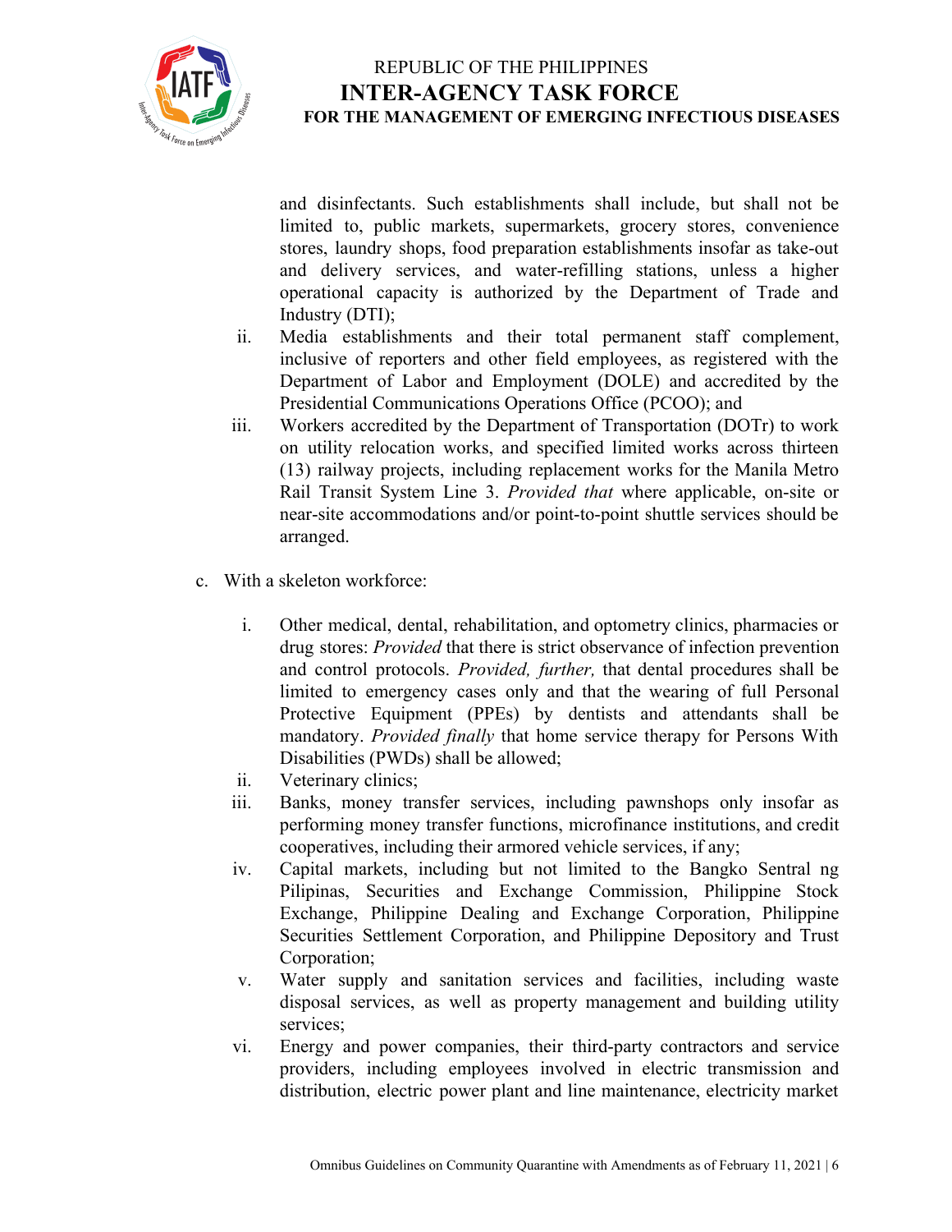and disinfectants. Such establishments shall include, but shall not be limited to, public markets, supermarkets, grocery stores, convenience stores, laundry shops, food preparation establishments insofar as take-out and delivery services, and water-refilling stations, unless a higher operational capacity is authorized by the Department of Trade and Industry (DTI);

ii. Media establishments and their total permanent staff complement, inclusive of reporters and other field employees, as registered with the Department of Labor and Employment (DOLE) and accredited by the Presidential Communications Operations Office (PCOO); and

iii. Workers accredited by the Department of Transportation (DOTr) to work on utility relocation works, and specified limited works across thirteen (13) railway projects, including replacement works for the Manila Metro Rail Transit System Line 3. *Provided that* where applicable, on-site or near-site accommodations and/or point-to-point shuttle services should be arranged.

c. With a skeleton workforce:

i. Other medical, dental, rehabilitation, and optometry clinics, pharmacies or drug stores: *Provided* that there is strict observance of infection prevention and control protocols. *Provided, further,* that dental procedures shall be limited to emergency cases only and that the wearing of full Personal Protective Equipment (PPEs) by dentists and attendants shall be mandatory. *Provided finally* that home service therapy for Persons With Disabilities (PWDs) shall be allowed;

ii. Veterinary clinics;

iii. Banks, money transfer services, including pawnshops only insofar as performing money transfer functions, microfinance institutions, and credit cooperatives, including their armored vehicle services, if any;

iv. Capital markets, including but not limited to the Bangko Sentral ng Pilipinas, Securities and Exchange Commission, Philippine Stock Exchange, Philippine Dealing and Exchange Corporation, Philippine Securities Settlement Corporation, and Philippine Depository and Trust Corporation;

v. Water supply and sanitation services and facilities, including waste disposal services, as well as property management and building utility services;

vi. Energy and power companies, their third-party contractors and service providers, including employees involved in electric transmission and distribution, electric power plant and line maintenance, electricity market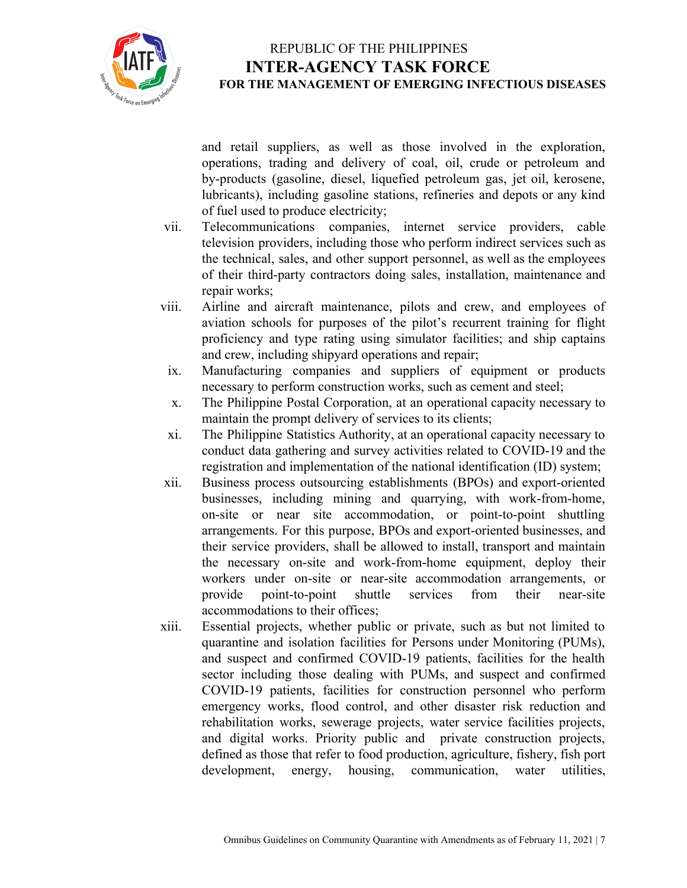and retail suppliers, as well as those involved in the exploration, operations, trading and delivery of coal, oil, crude or petroleum and by-products (gasoline, diesel, liquefied petroleum gas, jet oil, kerosene, lubricants), including gasoline stations, refineries and depots or any kind of fuel used to produce electricity;

vii. Telecommunications companies, internet service providers, cable television providers, including those who perform indirect services such as the technical, sales, and other support personnel, as well as the employees of their third-party contractors doing sales, installation, maintenance and repair works;

viii. Airline and aircraft maintenance, pilots and crew, and employees of aviation schools for purposes of the pilot's recurrent training for flight proficiency and type rating using simulator facilities; and ship captains and crew, including shipyard operations and repair;

ix. Manufacturing companies and suppliers of equipment or products necessary to perform construction works, such as cement and steel;

x. The Philippine Postal Corporation, at an operational capacity necessary to maintain the prompt delivery of services to its clients;

xi. The Philippine Statistics Authority, at an operational capacity necessary to conduct data gathering and survey activities related to COVID-19 and the registration and implementation of the national identification (ID) system;

xii. Business process outsourcing establishments (BPOs) and export-oriented businesses, including mining and quarrying, with work-from-home, on-site or near site accommodation, or point-to-point shuttling arrangements. For this purpose, BPOs and export-oriented businesses, and their service providers, shall be allowed to install, transport and maintain the necessary on-site and work-from-home equipment, deploy their workers under on-site or near-site accommodation arrangements, or provide point-to-point shuttle services from their near-site accommodations to their offices;

xiii. Essential projects, whether public or private, such as but not limited to quarantine and isolation facilities for Persons under Monitoring (PUMs), and suspect and confirmed COVID-19 patients, facilities for the health sector including those dealing with PUMs, and suspect and confirmed COVID-19 patients, facilities for construction personnel who perform emergency works, flood control, and other disaster risk reduction and rehabilitation works, sewerage projects, water service facilities projects, and digital works. Priority public and private construction projects, defined as those that refer to food production, agriculture, fishery, fish port development, energy, housing, communication, water utilities,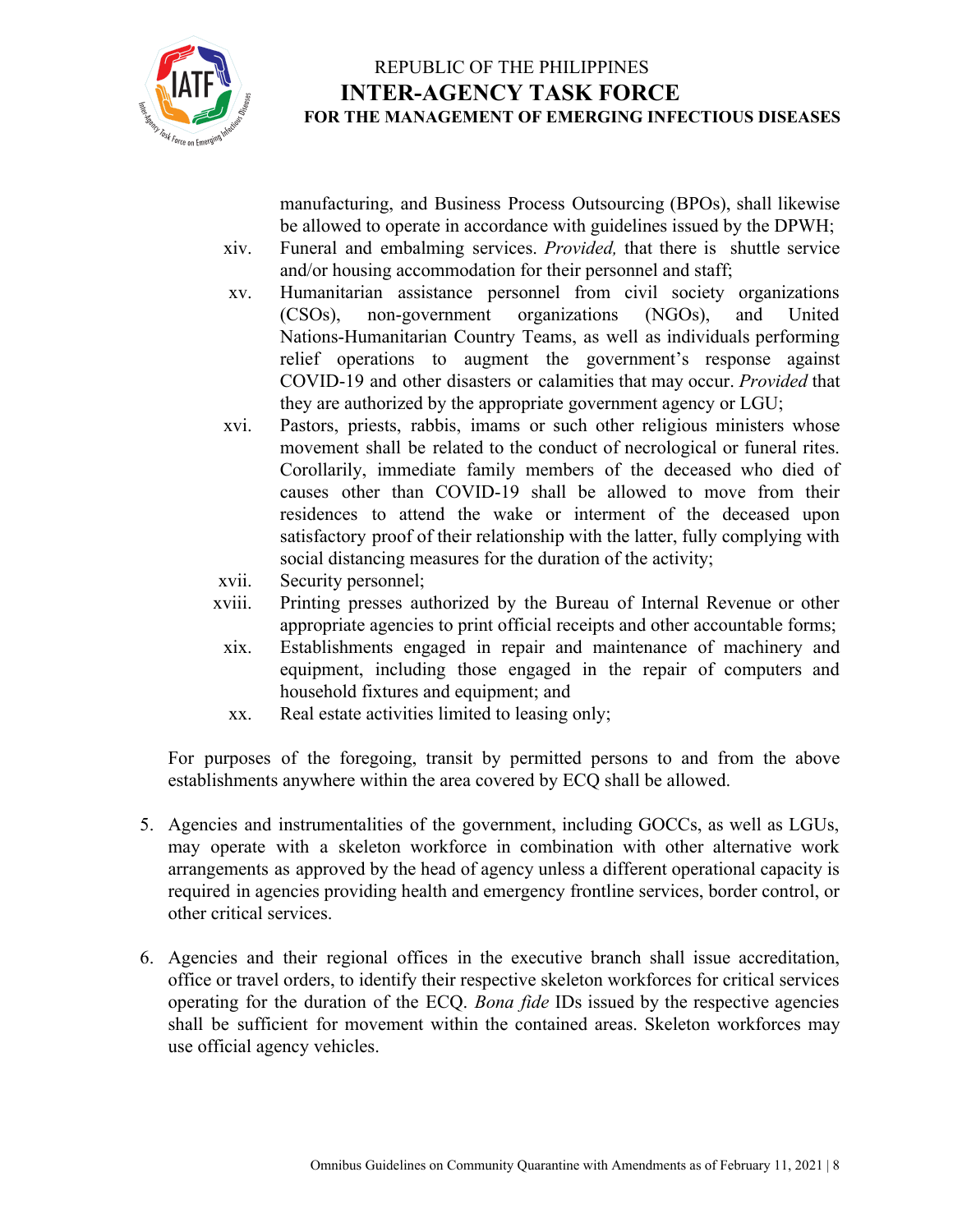manufacturing, and Business Process Outsourcing (BPOs), shall likewise be allowed to operate in accordance with guidelines issued by the DPWH;

xiv. Funeral and embalming services. *Provided,* that there is shuttle service and/or housing accommodation for their personnel and staff;

xv. Humanitarian assistance personnel from civil society organizations (CSOs), non-government organizations (NGOs), and United Nations-Humanitarian Country Teams, as well as individuals performing relief operations to augment the government's response against COVID-19 and other disasters or calamities that may occur. *Provided* that they are authorized by the appropriate government agency or LGU;

xvi. Pastors, priests, rabbis, imams or such other religious ministers whose movement shall be related to the conduct of necrological or funeral rites. Corollarily, immediate family members of the deceased who died of causes other than COVID-19 shall be allowed to move from their residences to attend the wake or interment of the deceased upon satisfactory proof of their relationship with the latter, fully complying with social distancing measures for the duration of the activity;

xvii. Security personnel;

xviii. Printing presses authorized by the Bureau of Internal Revenue or other appropriate agencies to print official receipts and other accountable forms;

xix. Establishments engaged in repair and maintenance of machinery and equipment, including those engaged in the repair of computers and household fixtures and equipment; and

xx. Real estate activities limited to leasing only;

For purposes of the foregoing, transit by permitted persons to and from the above establishments anywhere within the area covered by ECQ shall be allowed.

5. Agencies and instrumentalities of the government, including GOCCs, as well as LGUs, may operate with a skeleton workforce in combination with other alternative work arrangements as approved by the head of agency unless a different operational capacity is required in agencies providing health and emergency frontline services, border control, or other critical services.

6. Agencies and their regional offices in the executive branch shall issue accreditation, office or travel orders, to identify their respective skeleton workforces for critical services operating for the duration of the ECQ. *Bona fide* IDs issued by the respective agencies shall be sufficient for movement within the contained areas. Skeleton workforces may use official agency vehicles.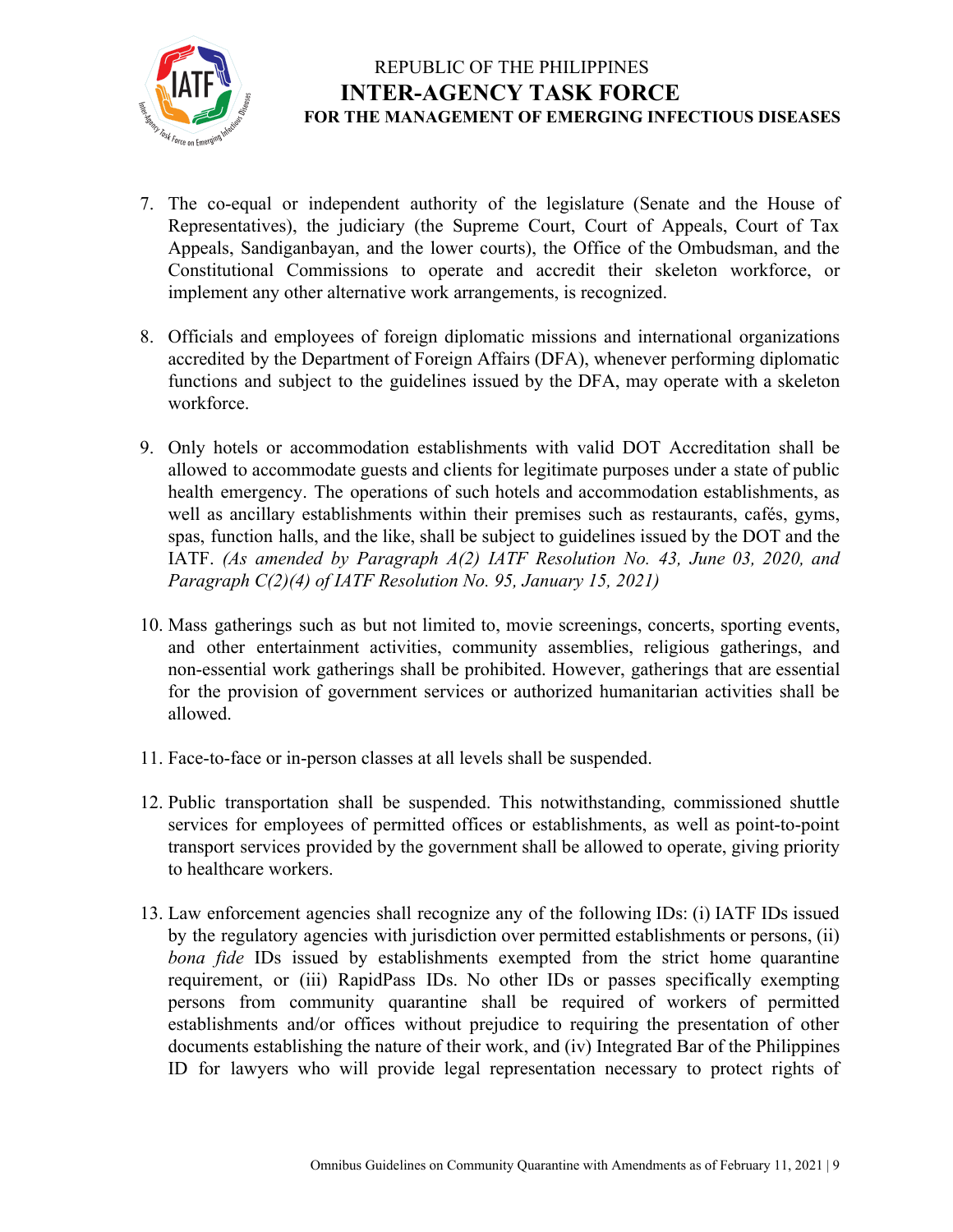7. The co-equal or independent authority of the legislature (Senate and the House of Representatives), the judiciary (the Supreme Court, Court of Appeals, Court of Tax Appeals, Sandiganbayan, and the lower courts), the Office of the Ombudsman, and the Constitutional Commissions to operate and accredit their skeleton workforce, or implement any other alternative work arrangements, is recognized.

8. Officials and employees of foreign diplomatic missions and international organizations accredited by the Department of Foreign Affairs (DFA), whenever performing diplomatic functions and subject to the guidelines issued by the DFA, may operate with a skeleton workforce.

9. Only hotels or accommodation establishments with valid DOT Accreditation shall be allowed to accommodate guests and clients for legitimate purposes under a state of public health emergency. The operations of such hotels and accommodation establishments, as well as ancillary establishments within their premises such as restaurants, cafés, gyms, spas, function halls, and the like, shall be subject to guidelines issued by the DOT and the IATF. *(As amended by Paragraph A(2) IATF Resolution No. 43, June 03, 2020, and Paragraph C(2)(4) of IATF Resolution No. 95, January 15, 2021)*

10. Mass gatherings such as but not limited to, movie screenings, concerts, sporting events, and other entertainment activities, community assemblies, religious gatherings, and non-essential work gatherings shall be prohibited. However, gatherings that are essential for the provision of government services or authorized humanitarian activities shall be allowed.

11. Face-to-face or in-person classes at all levels shall be suspended.

12. Public transportation shall be suspended. This notwithstanding, commissioned shuttle services for employees of permitted offices or establishments, as well as point-to-point transport services provided by the government shall be allowed to operate, giving priority to healthcare workers.

13. Law enforcement agencies shall recognize any of the following IDs: (i) IATF IDs issued by the regulatory agencies with jurisdiction over permitted establishments or persons, (ii) *bona fide* IDs issued by establishments exempted from the strict home quarantine requirement, or (iii) RapidPass IDs. No other IDs or passes specifically exempting persons from community quarantine shall be required of workers of permitted establishments and/or offices without prejudice to requiring the presentation of other documents establishing the nature of their work, and (iv) Integrated Bar of the Philippines ID for lawyers who will provide legal representation necessary to protect rights of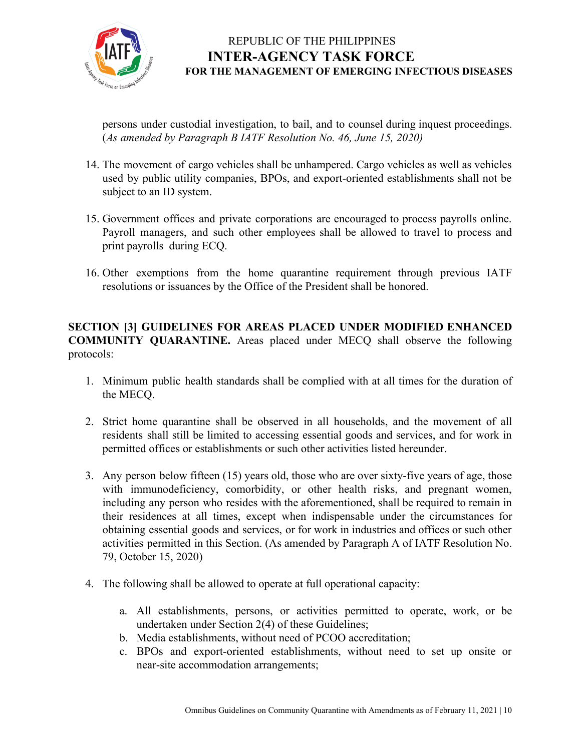persons under custodial investigation, to bail, and to counsel during inquest proceedings. (*As amended by Paragraph B IATF Resolution No. 46, June 15, 2020)*

14. The movement of cargo vehicles shall be unhampered. Cargo vehicles as well as vehicles used by public utility companies, BPOs, and export-oriented establishments shall not be subject to an ID system.

15. Government offices and private corporations are encouraged to process payrolls online. Payroll managers, and such other employees shall be allowed to travel to process and print payrolls during ECQ.

16. Other exemptions from the home quarantine requirement through previous IATF resolutions or issuances by the Office of the President shall be honored.

**SECTION [3] GUIDELINES FOR AREAS PLACED UNDER MODIFIED ENHANCED COMMUNITY QUARANTINE.** Areas placed under MECQ shall observe the following protocols:

1. Minimum public health standards shall be complied with at all times for the duration of the MECQ.

2. Strict home quarantine shall be observed in all households, and the movement of all residents shall still be limited to accessing essential goods and services, and for work in permitted offices or establishments or such other activities listed hereunder.

3. Any person below fifteen (15) years old, those who are over sixty-five years of age, those with immunodeficiency, comorbidity, or other health risks, and pregnant women, including any person who resides with the aforementioned, shall be required to remain in their residences at all times, except when indispensable under the circumstances for obtaining essential goods and services, or for work in industries and offices or such other activities permitted in this Section. (As amended by Paragraph A of IATF Resolution No. 79, October 15, 2020)

4. The following shall be allowed to operate at full operational capacity:

   a. All establishments, persons, or activities permitted to operate, work, or be undertaken under Section 2(4) of these Guidelines;
   b. Media establishments, without need of PCOO accreditation;
   c. BPOs and export-oriented establishments, without need to set up onsite or near-site accommodation arrangements;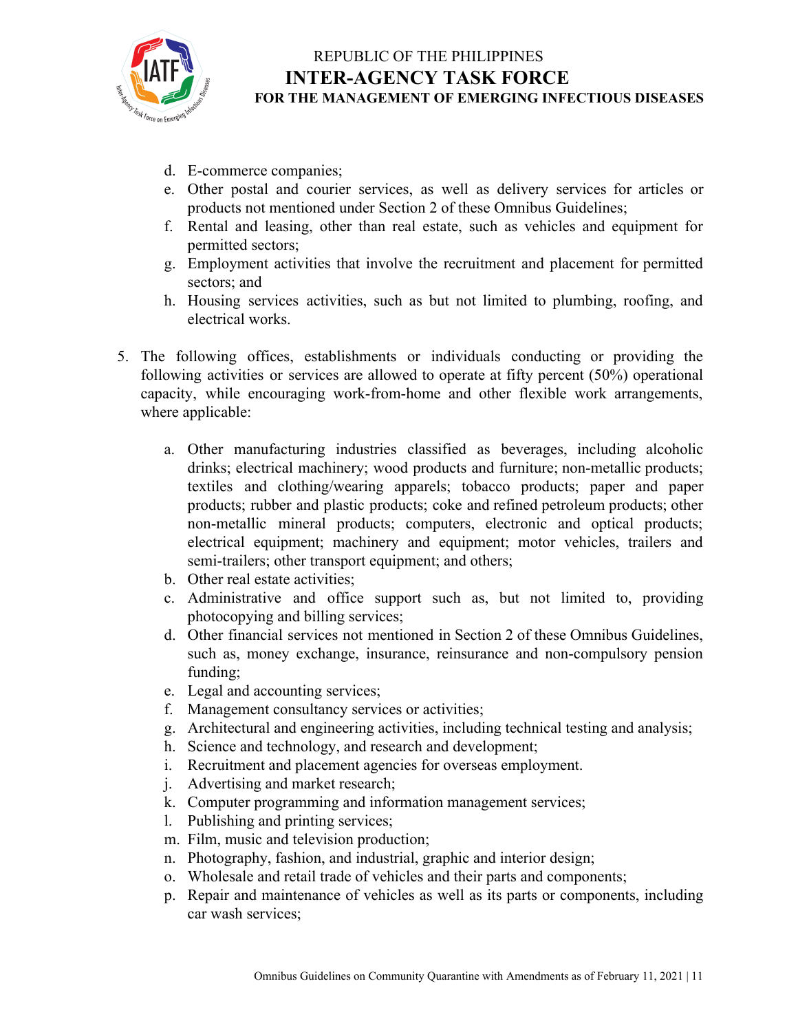d. E-commerce companies;
e. Other postal and courier services, as well as delivery services for articles or products not mentioned under Section 2 of these Omnibus Guidelines;
f. Rental and leasing, other than real estate, such as vehicles and equipment for permitted sectors;
g. Employment activities that involve the recruitment and placement for permitted sectors; and
h. Housing services activities, such as but not limited to plumbing, roofing, and electrical works.

5. The following offices, establishments or individuals conducting or providing the following activities or services are allowed to operate at fifty percent (50%) operational capacity, while encouraging work-from-home and other flexible work arrangements, where applicable:

   a. Other manufacturing industries classified as beverages, including alcoholic drinks; electrical machinery; wood products and furniture; non-metallic products; textiles and clothing/wearing apparels; tobacco products; paper and paper products; rubber and plastic products; coke and refined petroleum products; other non-metallic mineral products; computers, electronic and optical products; electrical equipment; machinery and equipment; motor vehicles, trailers and semi-trailers; other transport equipment; and others;
   b. Other real estate activities;
   c. Administrative and office support such as, but not limited to, providing photocopying and billing services;
   d. Other financial services not mentioned in Section 2 of these Omnibus Guidelines, such as, money exchange, insurance, reinsurance and non-compulsory pension funding;
   e. Legal and accounting services;
   f. Management consultancy services or activities;
   g. Architectural and engineering activities, including technical testing and analysis;
   h. Science and technology, and research and development;
   i. Recruitment and placement agencies for overseas employment.
   j. Advertising and market research;
   k. Computer programming and information management services;
   l. Publishing and printing services;
   m. Film, music and television production;
   n. Photography, fashion, and industrial, graphic and interior design;
   o. Wholesale and retail trade of vehicles and their parts and components;
   p. Repair and maintenance of vehicles as well as its parts or components, including car wash services;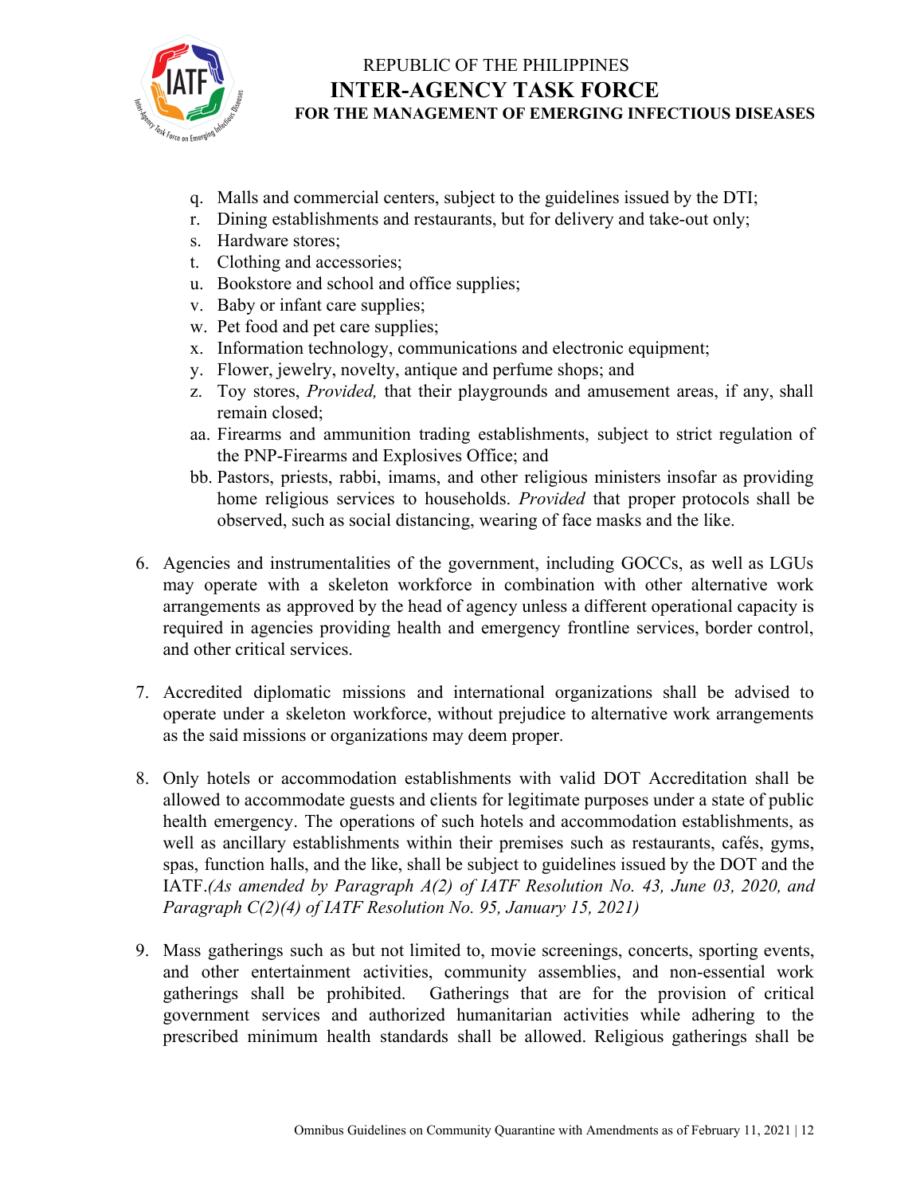q. Malls and commercial centers, subject to the guidelines issued by the DTI;
r. Dining establishments and restaurants, but for delivery and take-out only;
s. Hardware stores;
t. Clothing and accessories;
u. Bookstore and school and office supplies;
v. Baby or infant care supplies;
w. Pet food and pet care supplies;
x. Information technology, communications and electronic equipment;
y. Flower, jewelry, novelty, antique and perfume shops; and
z. Toy stores, *Provided,* that their playgrounds and amusement areas, if any, shall remain closed;
aa. Firearms and ammunition trading establishments, subject to strict regulation of the PNP-Firearms and Explosives Office; and
bb. Pastors, priests, rabbi, imams, and other religious ministers insofar as providing home religious services to households. *Provided* that proper protocols shall be observed, such as social distancing, wearing of face masks and the like.

6. Agencies and instrumentalities of the government, including GOCCs, as well as LGUs may operate with a skeleton workforce in combination with other alternative work arrangements as approved by the head of agency unless a different operational capacity is required in agencies providing health and emergency frontline services, border control, and other critical services.

7. Accredited diplomatic missions and international organizations shall be advised to operate under a skeleton workforce, without prejudice to alternative work arrangements as the said missions or organizations may deem proper.

8. Only hotels or accommodation establishments with valid DOT Accreditation shall be allowed to accommodate guests and clients for legitimate purposes under a state of public health emergency. The operations of such hotels and accommodation establishments, as well as ancillary establishments within their premises such as restaurants, cafés, gyms, spas, function halls, and the like, shall be subject to guidelines issued by the DOT and the IATF.*(As amended by Paragraph A(2) of IATF Resolution No. 43, June 03, 2020, and Paragraph C(2)(4) of IATF Resolution No. 95, January 15, 2021)*

9. Mass gatherings such as but not limited to, movie screenings, concerts, sporting events, and other entertainment activities, community assemblies, and non-essential work gatherings shall be prohibited. Gatherings that are for the provision of critical government services and authorized humanitarian activities while adhering to the prescribed minimum health standards shall be allowed. Religious gatherings shall be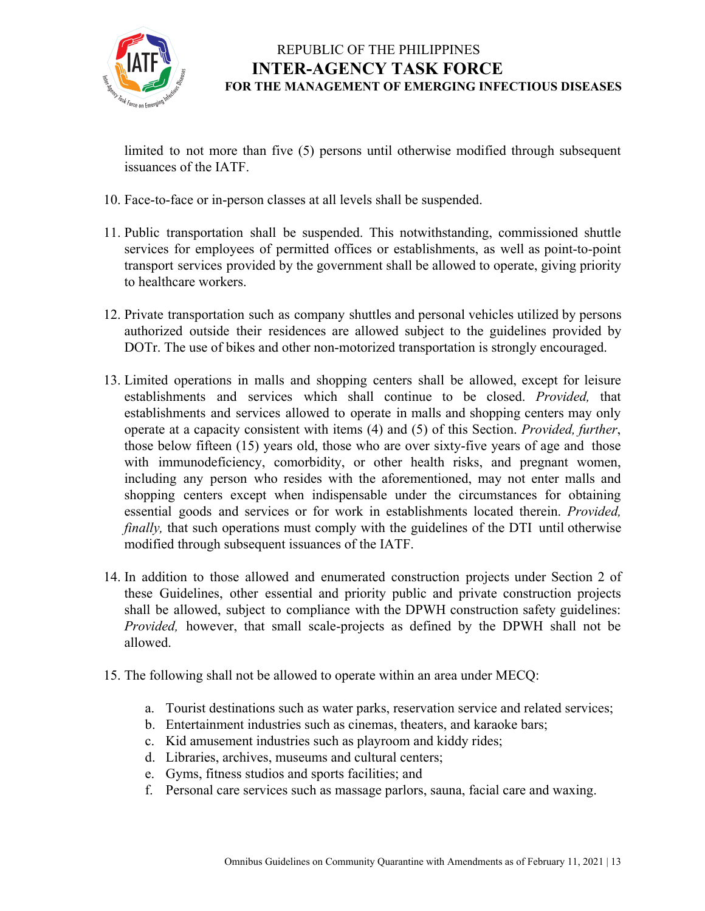limited to not more than five (5) persons until otherwise modified through subsequent issuances of the IATF.

10. Face-to-face or in-person classes at all levels shall be suspended.

11. Public transportation shall be suspended. This notwithstanding, commissioned shuttle services for employees of permitted offices or establishments, as well as point-to-point transport services provided by the government shall be allowed to operate, giving priority to healthcare workers.

12. Private transportation such as company shuttles and personal vehicles utilized by persons authorized outside their residences are allowed subject to the guidelines provided by DOTr. The use of bikes and other non-motorized transportation is strongly encouraged.

13. Limited operations in malls and shopping centers shall be allowed, except for leisure establishments and services which shall continue to be closed. *Provided,* that establishments and services allowed to operate in malls and shopping centers may only operate at a capacity consistent with items (4) and (5) of this Section. *Provided, further*, those below fifteen (15) years old, those who are over sixty-five years of age and those with immunodeficiency, comorbidity, or other health risks, and pregnant women, including any person who resides with the aforementioned, may not enter malls and shopping centers except when indispensable under the circumstances for obtaining essential goods and services or for work in establishments located therein. *Provided, finally,* that such operations must comply with the guidelines of the DTI until otherwise modified through subsequent issuances of the IATF.

14. In addition to those allowed and enumerated construction projects under Section 2 of these Guidelines, other essential and priority public and private construction projects shall be allowed, subject to compliance with the DPWH construction safety guidelines: *Provided,* however, that small scale-projects as defined by the DPWH shall not be allowed.

15. The following shall not be allowed to operate within an area under MECQ:

    a. Tourist destinations such as water parks, reservation service and related services;
    b. Entertainment industries such as cinemas, theaters, and karaoke bars;
    c. Kid amusement industries such as playroom and kiddy rides;
    d. Libraries, archives, museums and cultural centers;
    e. Gyms, fitness studios and sports facilities; and
    f. Personal care services such as massage parlors, sauna, facial care and waxing.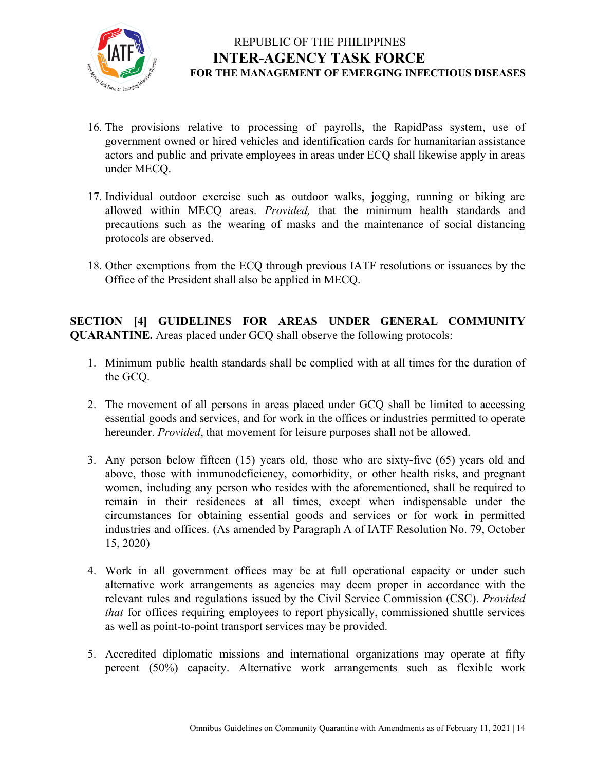16. The provisions relative to processing of payrolls, the RapidPass system, use of government owned or hired vehicles and identification cards for humanitarian assistance actors and public and private employees in areas under ECQ shall likewise apply in areas under MECQ.

17. Individual outdoor exercise such as outdoor walks, jogging, running or biking are allowed within MECQ areas. *Provided,* that the minimum health standards and precautions such as the wearing of masks and the maintenance of social distancing protocols are observed.

18. Other exemptions from the ECQ through previous IATF resolutions or issuances by the Office of the President shall also be applied in MECQ.

**SECTION [4] GUIDELINES FOR AREAS UNDER GENERAL COMMUNITY QUARANTINE.** Areas placed under GCQ shall observe the following protocols:

1. Minimum public health standards shall be complied with at all times for the duration of the GCQ.

2. The movement of all persons in areas placed under GCQ shall be limited to accessing essential goods and services, and for work in the offices or industries permitted to operate hereunder. *Provided*, that movement for leisure purposes shall not be allowed.

3. Any person below fifteen (15) years old, those who are sixty-five (65) years old and above, those with immunodeficiency, comorbidity, or other health risks, and pregnant women, including any person who resides with the aforementioned, shall be required to remain in their residences at all times, except when indispensable under the circumstances for obtaining essential goods and services or for work in permitted industries and offices. (As amended by Paragraph A of IATF Resolution No. 79, October 15, 2020)

4. Work in all government offices may be at full operational capacity or under such alternative work arrangements as agencies may deem proper in accordance with the relevant rules and regulations issued by the Civil Service Commission (CSC). *Provided that* for offices requiring employees to report physically, commissioned shuttle services as well as point-to-point transport services may be provided.

5. Accredited diplomatic missions and international organizations may operate at fifty percent (50%) capacity. Alternative work arrangements such as flexible work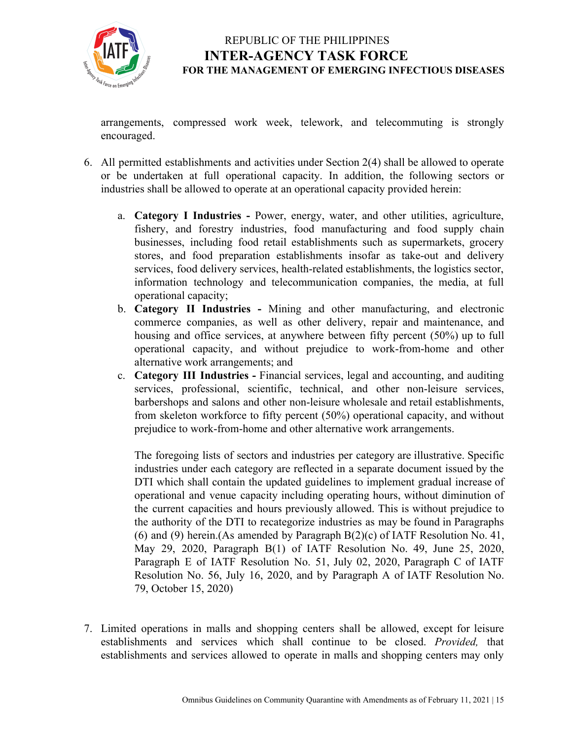arrangements, compressed work week, telework, and telecommuting is strongly encouraged.

6. All permitted establishments and activities under Section 2(4) shall be allowed to operate or be undertaken at full operational capacity. In addition, the following sectors or industries shall be allowed to operate at an operational capacity provided herein:

   a. **Category I Industries -** Power, energy, water, and other utilities, agriculture, fishery, and forestry industries, food manufacturing and food supply chain businesses, including food retail establishments such as supermarkets, grocery stores, and food preparation establishments insofar as take-out and delivery services, food delivery services, health-related establishments, the logistics sector, information technology and telecommunication companies, the media, at full operational capacity;
   b. **Category II Industries -** Mining and other manufacturing, and electronic commerce companies, as well as other delivery, repair and maintenance, and housing and office services, at anywhere between fifty percent (50%) up to full operational capacity, and without prejudice to work-from-home and other alternative work arrangements; and
   c. **Category III Industries -** Financial services, legal and accounting, and auditing services, professional, scientific, technical, and other non-leisure services, barbershops and salons and other non-leisure wholesale and retail establishments, from skeleton workforce to fifty percent (50%) operational capacity, and without prejudice to work-from-home and other alternative work arrangements.

   The foregoing lists of sectors and industries per category are illustrative. Specific industries under each category are reflected in a separate document issued by the DTI which shall contain the updated guidelines to implement gradual increase of operational and venue capacity including operating hours, without diminution of the current capacities and hours previously allowed. This is without prejudice to the authority of the DTI to recategorize industries as may be found in Paragraphs (6) and (9) herein.(As amended by Paragraph B(2)(c) of IATF Resolution No. 41, May 29, 2020, Paragraph B(1) of IATF Resolution No. 49, June 25, 2020, Paragraph E of IATF Resolution No. 51, July 02, 2020, Paragraph C of IATF Resolution No. 56, July 16, 2020, and by Paragraph A of IATF Resolution No. 79, October 15, 2020)

7. Limited operations in malls and shopping centers shall be allowed, except for leisure establishments and services which shall continue to be closed. *Provided,* that establishments and services allowed to operate in malls and shopping centers may only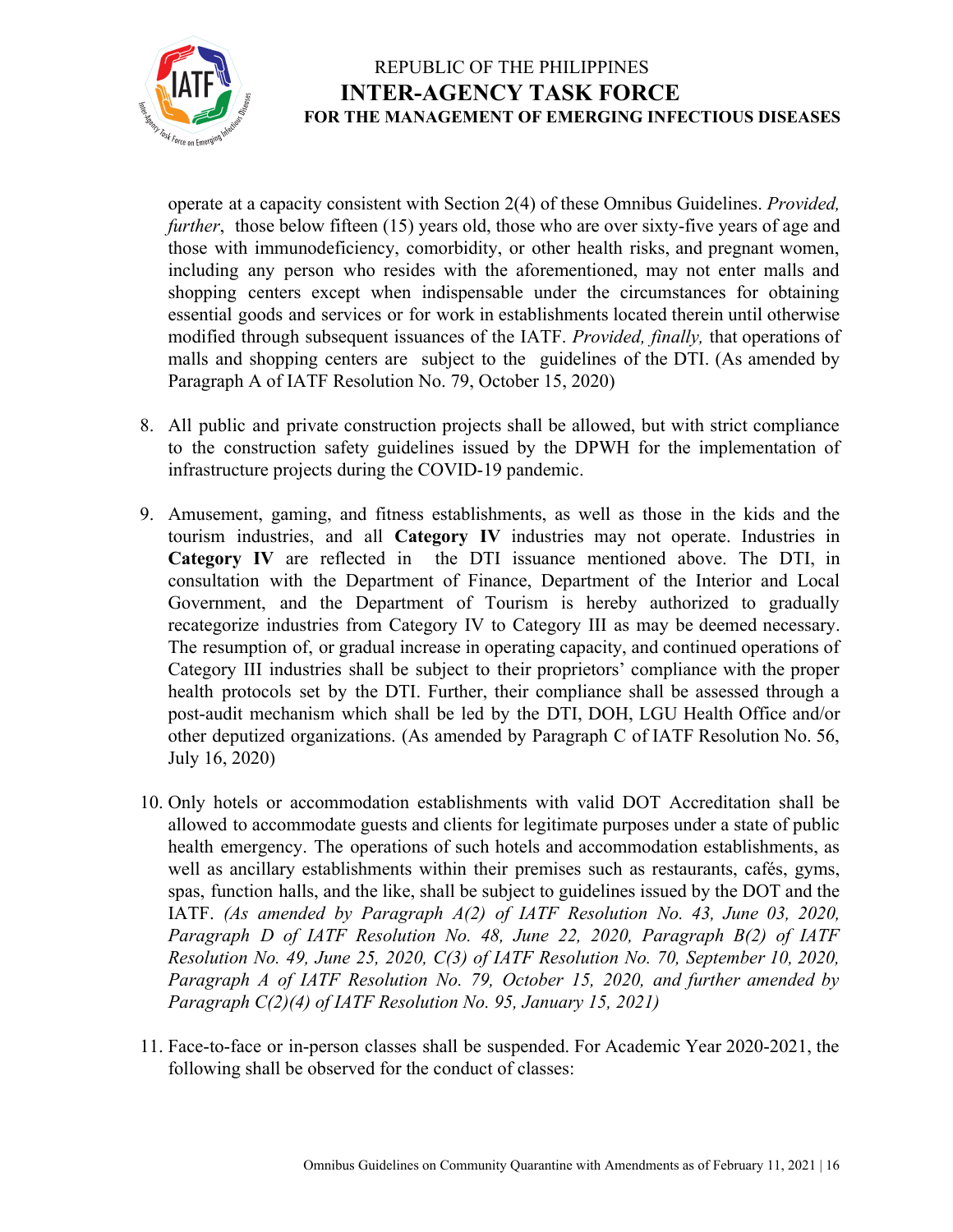operate at a capacity consistent with Section 2(4) of these Omnibus Guidelines. *Provided, further*, those below fifteen (15) years old, those who are over sixty-five years of age and those with immunodeficiency, comorbidity, or other health risks, and pregnant women, including any person who resides with the aforementioned, may not enter malls and shopping centers except when indispensable under the circumstances for obtaining essential goods and services or for work in establishments located therein until otherwise modified through subsequent issuances of the IATF. *Provided, finally,* that operations of malls and shopping centers are subject to the guidelines of the DTI. (As amended by Paragraph A of IATF Resolution No. 79, October 15, 2020)

8. All public and private construction projects shall be allowed, but with strict compliance to the construction safety guidelines issued by the DPWH for the implementation of infrastructure projects during the COVID-19 pandemic.

9. Amusement, gaming, and fitness establishments, as well as those in the kids and the tourism industries, and all **Category IV** industries may not operate. Industries in **Category IV** are reflected in the DTI issuance mentioned above. The DTI, in consultation with the Department of Finance, Department of the Interior and Local Government, and the Department of Tourism is hereby authorized to gradually recategorize industries from Category IV to Category III as may be deemed necessary. The resumption of, or gradual increase in operating capacity, and continued operations of Category III industries shall be subject to their proprietors' compliance with the proper health protocols set by the DTI. Further, their compliance shall be assessed through a post-audit mechanism which shall be led by the DTI, DOH, LGU Health Office and/or other deputized organizations. (As amended by Paragraph C of IATF Resolution No. 56, July 16, 2020)

10. Only hotels or accommodation establishments with valid DOT Accreditation shall be allowed to accommodate guests and clients for legitimate purposes under a state of public health emergency. The operations of such hotels and accommodation establishments, as well as ancillary establishments within their premises such as restaurants, cafés, gyms, spas, function halls, and the like, shall be subject to guidelines issued by the DOT and the IATF. *(As amended by Paragraph A(2) of IATF Resolution No. 43, June 03, 2020, Paragraph D of IATF Resolution No. 48, June 22, 2020, Paragraph B(2) of IATF Resolution No. 49, June 25, 2020, C(3) of IATF Resolution No. 70, September 10, 2020, Paragraph A of IATF Resolution No. 79, October 15, 2020, and further amended by Paragraph C(2)(4) of IATF Resolution No. 95, January 15, 2021)*

11. Face-to-face or in-person classes shall be suspended. For Academic Year 2020-2021, the following shall be observed for the conduct of classes: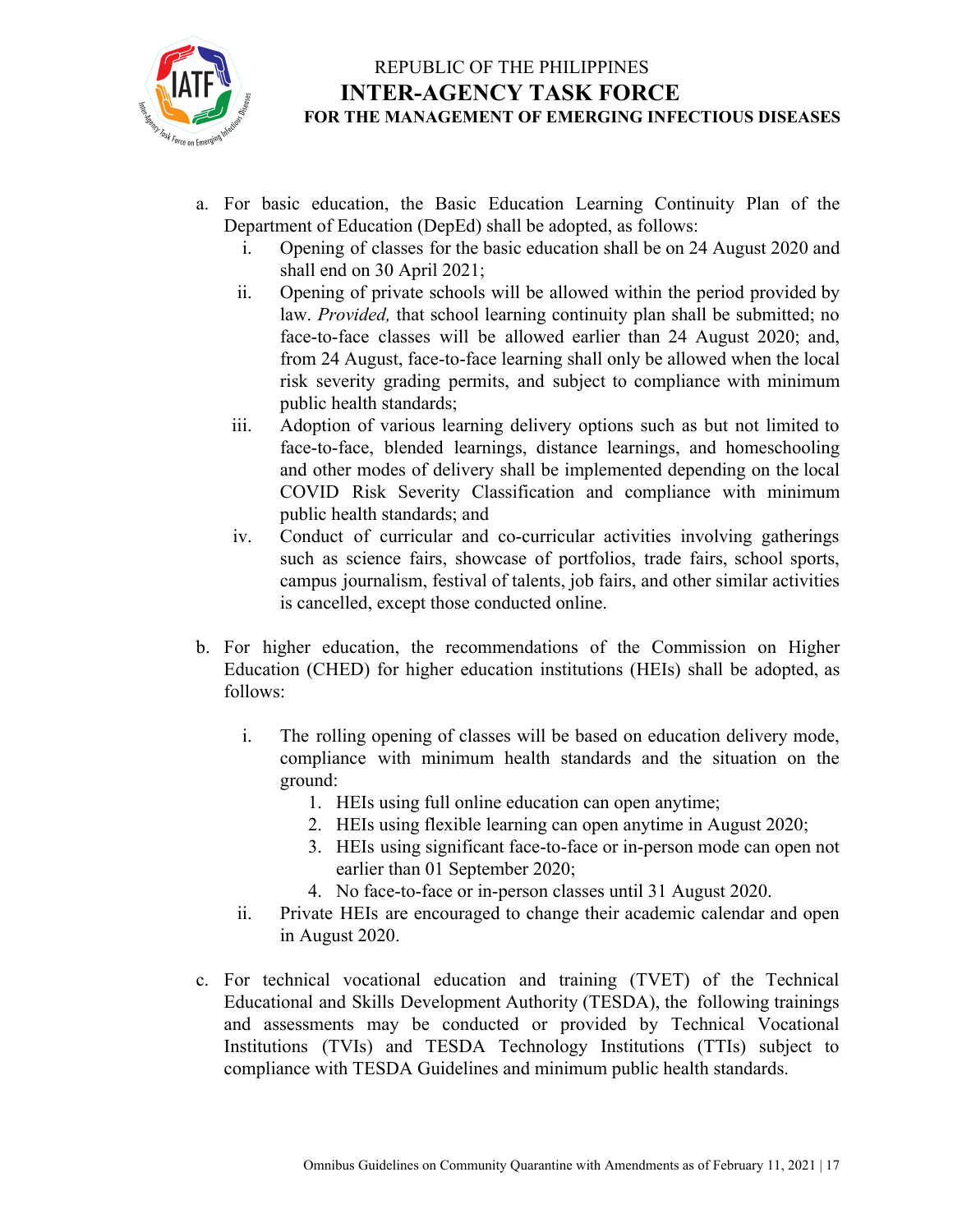a. For basic education, the Basic Education Learning Continuity Plan of the Department of Education (DepEd) shall be adopted, as follows:
   i. Opening of classes for the basic education shall be on 24 August 2020 and shall end on 30 April 2021;
   ii. Opening of private schools will be allowed within the period provided by law. *Provided,* that school learning continuity plan shall be submitted; no face-to-face classes will be allowed earlier than 24 August 2020; and, from 24 August, face-to-face learning shall only be allowed when the local risk severity grading permits, and subject to compliance with minimum public health standards;
   iii. Adoption of various learning delivery options such as but not limited to face-to-face, blended learnings, distance learnings, and homeschooling and other modes of delivery shall be implemented depending on the local COVID Risk Severity Classification and compliance with minimum public health standards; and
   iv. Conduct of curricular and co-curricular activities involving gatherings such as science fairs, showcase of portfolios, trade fairs, school sports, campus journalism, festival of talents, job fairs, and other similar activities is cancelled, except those conducted online.

b. For higher education, the recommendations of the Commission on Higher Education (CHED) for higher education institutions (HEIs) shall be adopted, as follows:

   i. The rolling opening of classes will be based on education delivery mode, compliance with minimum health standards and the situation on the ground:
      1. HEIs using full online education can open anytime;
      2. HEIs using flexible learning can open anytime in August 2020;
      3. HEIs using significant face-to-face or in-person mode can open not earlier than 01 September 2020;
      4. No face-to-face or in-person classes until 31 August 2020.
   ii. Private HEIs are encouraged to change their academic calendar and open in August 2020.

c. For technical vocational education and training (TVET) of the Technical Educational and Skills Development Authority (TESDA), the following trainings and assessments may be conducted or provided by Technical Vocational Institutions (TVIs) and TESDA Technology Institutions (TTIs) subject to compliance with TESDA Guidelines and minimum public health standards.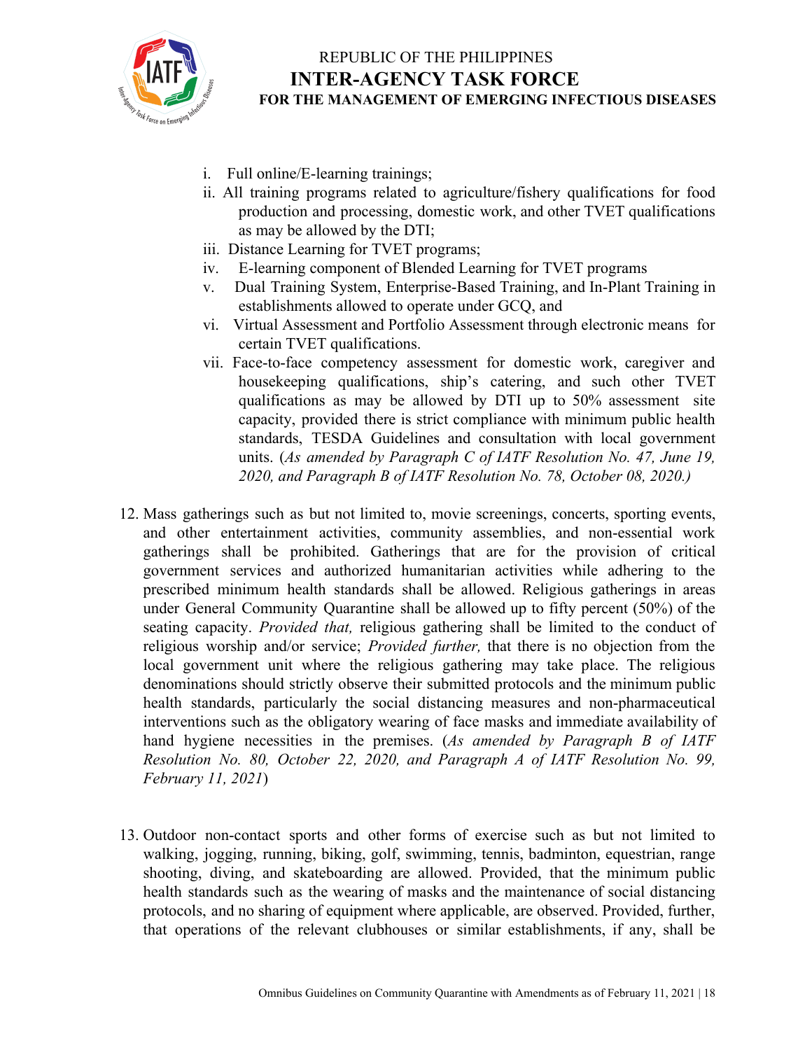i. Full online/E-learning trainings;
ii. All training programs related to agriculture/fishery qualifications for food production and processing, domestic work, and other TVET qualifications as may be allowed by the DTI;
iii. Distance Learning for TVET programs;
iv. E-learning component of Blended Learning for TVET programs
v. Dual Training System, Enterprise-Based Training, and In-Plant Training in establishments allowed to operate under GCQ, and
vi. Virtual Assessment and Portfolio Assessment through electronic means for certain TVET qualifications.
vii. Face-to-face competency assessment for domestic work, caregiver and housekeeping qualifications, ship's catering, and such other TVET qualifications as may be allowed by DTI up to 50% assessment site capacity, provided there is strict compliance with minimum public health standards, TESDA Guidelines and consultation with local government units. (*As amended by Paragraph C of IATF Resolution No. 47, June 19, 2020, and Paragraph B of IATF Resolution No. 78, October 08, 2020.)*

12. Mass gatherings such as but not limited to, movie screenings, concerts, sporting events, and other entertainment activities, community assemblies, and non-essential work gatherings shall be prohibited. Gatherings that are for the provision of critical government services and authorized humanitarian activities while adhering to the prescribed minimum health standards shall be allowed. Religious gatherings in areas under General Community Quarantine shall be allowed up to fifty percent (50%) of the seating capacity. *Provided that,* religious gathering shall be limited to the conduct of religious worship and/or service; *Provided further,* that there is no objection from the local government unit where the religious gathering may take place. The religious denominations should strictly observe their submitted protocols and the minimum public health standards, particularly the social distancing measures and non-pharmaceutical interventions such as the obligatory wearing of face masks and immediate availability of hand hygiene necessities in the premises. (*As amended by Paragraph B of IATF Resolution No. 80, October 22, 2020, and Paragraph A of IATF Resolution No. 99, February 11, 2021*)

13. Outdoor non-contact sports and other forms of exercise such as but not limited to walking, jogging, running, biking, golf, swimming, tennis, badminton, equestrian, range shooting, diving, and skateboarding are allowed. Provided, that the minimum public health standards such as the wearing of masks and the maintenance of social distancing protocols, and no sharing of equipment where applicable, are observed. Provided, further, that operations of the relevant clubhouses or similar establishments, if any, shall be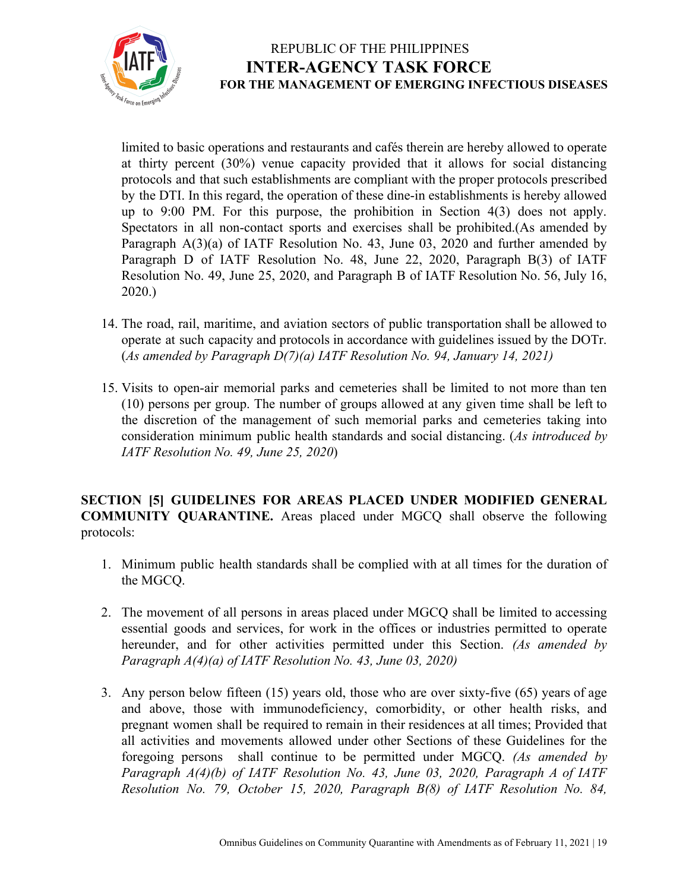limited to basic operations and restaurants and cafés therein are hereby allowed to operate at thirty percent (30%) venue capacity provided that it allows for social distancing protocols and that such establishments are compliant with the proper protocols prescribed by the DTI. In this regard, the operation of these dine-in establishments is hereby allowed up to 9:00 PM. For this purpose, the prohibition in Section 4(3) does not apply. Spectators in all non-contact sports and exercises shall be prohibited.(As amended by Paragraph A(3)(a) of IATF Resolution No. 43, June 03, 2020 and further amended by Paragraph D of IATF Resolution No. 48, June 22, 2020, Paragraph B(3) of IATF Resolution No. 49, June 25, 2020, and Paragraph B of IATF Resolution No. 56, July 16, 2020.)

14. The road, rail, maritime, and aviation sectors of public transportation shall be allowed to operate at such capacity and protocols in accordance with guidelines issued by the DOTr. (*As amended by Paragraph D(7)(a) IATF Resolution No. 94, January 14, 2021)*

15. Visits to open-air memorial parks and cemeteries shall be limited to not more than ten (10) persons per group. The number of groups allowed at any given time shall be left to the discretion of the management of such memorial parks and cemeteries taking into consideration minimum public health standards and social distancing. (*As introduced by IATF Resolution No. 49, June 25, 2020*)

**SECTION [5] GUIDELINES FOR AREAS PLACED UNDER MODIFIED GENERAL COMMUNITY QUARANTINE.** Areas placed under MGCQ shall observe the following protocols:

1. Minimum public health standards shall be complied with at all times for the duration of the MGCQ.

2. The movement of all persons in areas placed under MGCQ shall be limited to accessing essential goods and services, for work in the offices or industries permitted to operate hereunder, and for other activities permitted under this Section. *(As amended by Paragraph A(4)(a) of IATF Resolution No. 43, June 03, 2020)*

3. Any person below fifteen (15) years old, those who are over sixty-five (65) years of age and above, those with immunodeficiency, comorbidity, or other health risks, and pregnant women shall be required to remain in their residences at all times; Provided that all activities and movements allowed under other Sections of these Guidelines for the foregoing persons shall continue to be permitted under MGCQ. *(As amended by Paragraph A(4)(b) of IATF Resolution No. 43, June 03, 2020, Paragraph A of IATF Resolution No. 79, October 15, 2020, Paragraph B(8) of IATF Resolution No. 84,*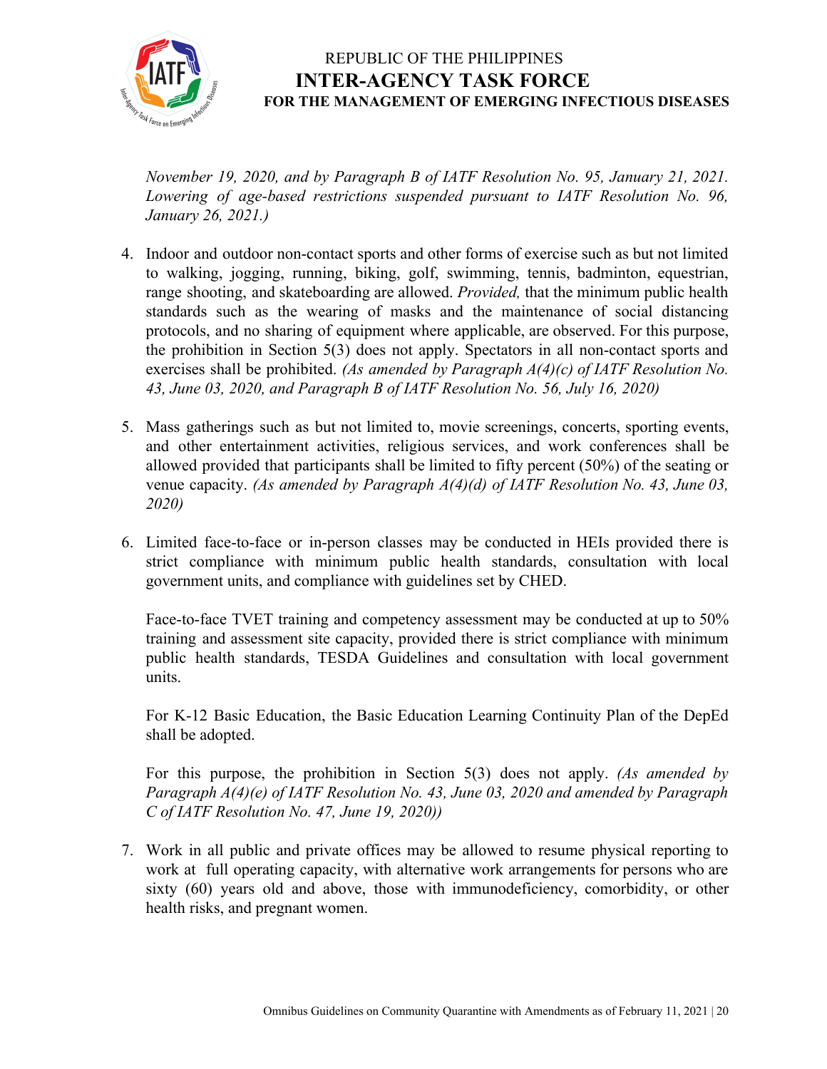*November 19, 2020, and by Paragraph B of IATF Resolution No. 95, January 21, 2021. Lowering of age-based restrictions suspended pursuant to IATF Resolution No. 96, January 26, 2021.)*

4. Indoor and outdoor non-contact sports and other forms of exercise such as but not limited to walking, jogging, running, biking, golf, swimming, tennis, badminton, equestrian, range shooting, and skateboarding are allowed. *Provided,* that the minimum public health standards such as the wearing of masks and the maintenance of social distancing protocols, and no sharing of equipment where applicable, are observed. For this purpose, the prohibition in Section 5(3) does not apply. Spectators in all non-contact sports and exercises shall be prohibited. *(As amended by Paragraph A(4)(c) of IATF Resolution No. 43, June 03, 2020, and Paragraph B of IATF Resolution No. 56, July 16, 2020)*

5. Mass gatherings such as but not limited to, movie screenings, concerts, sporting events, and other entertainment activities, religious services, and work conferences shall be allowed provided that participants shall be limited to fifty percent (50%) of the seating or venue capacity. *(As amended by Paragraph A(4)(d) of IATF Resolution No. 43, June 03, 2020)*

6. Limited face-to-face or in-person classes may be conducted in HEIs provided there is strict compliance with minimum public health standards, consultation with local government units, and compliance with guidelines set by CHED.

   Face-to-face TVET training and competency assessment may be conducted at up to 50% training and assessment site capacity, provided there is strict compliance with minimum public health standards, TESDA Guidelines and consultation with local government units.

   For K-12 Basic Education, the Basic Education Learning Continuity Plan of the DepEd shall be adopted.

   For this purpose, the prohibition in Section 5(3) does not apply. *(As amended by Paragraph A(4)(e) of IATF Resolution No. 43, June 03, 2020 and amended by Paragraph C of IATF Resolution No. 47, June 19, 2020))*

7. Work in all public and private offices may be allowed to resume physical reporting to work at full operating capacity, with alternative work arrangements for persons who are sixty (60) years old and above, those with immunodeficiency, comorbidity, or other health risks, and pregnant women.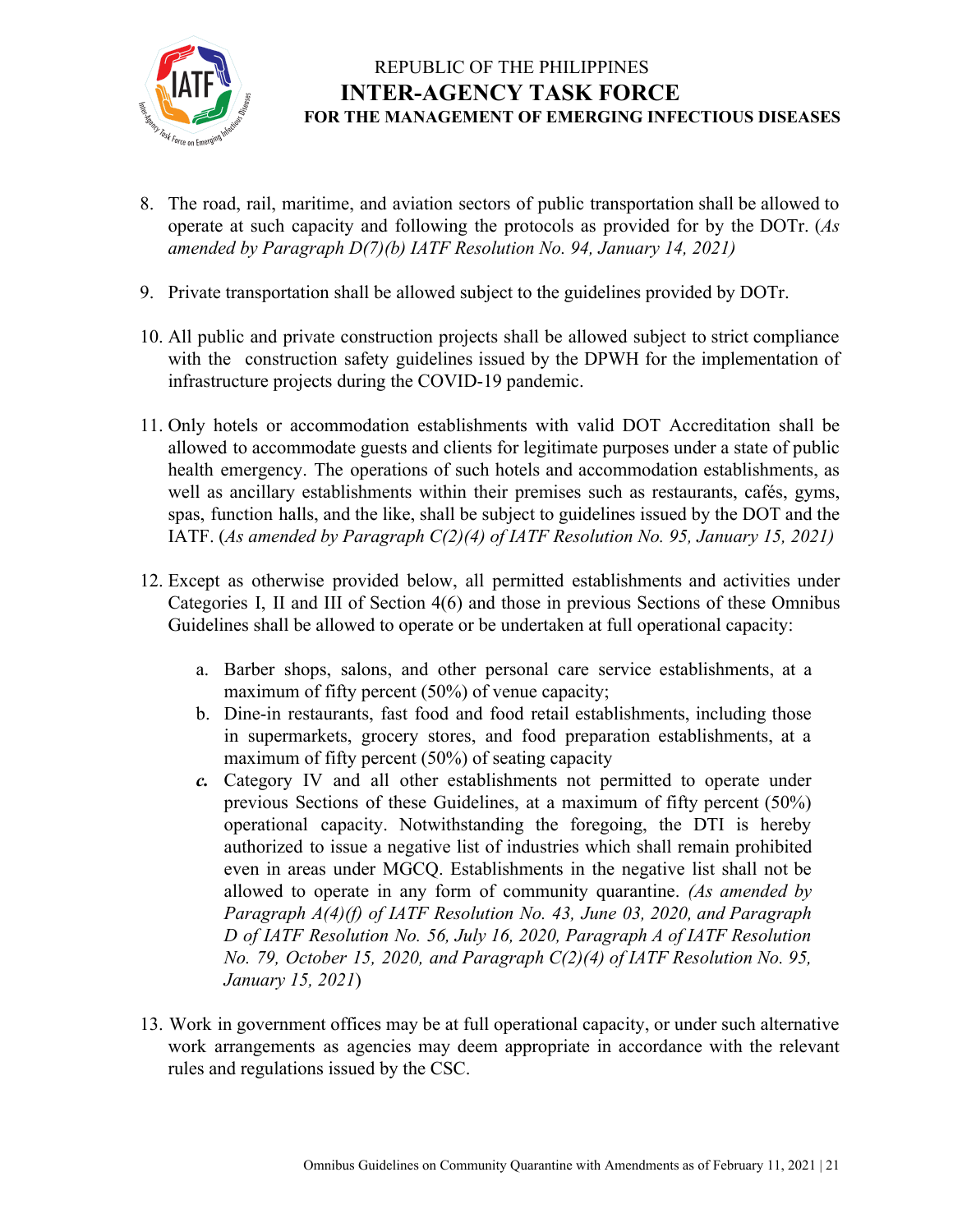8. The road, rail, maritime, and aviation sectors of public transportation shall be allowed to operate at such capacity and following the protocols as provided for by the DOTr. (*As amended by Paragraph D(7)(b) IATF Resolution No. 94, January 14, 2021)*

9. Private transportation shall be allowed subject to the guidelines provided by DOTr.

10. All public and private construction projects shall be allowed subject to strict compliance with the construction safety guidelines issued by the DPWH for the implementation of infrastructure projects during the COVID-19 pandemic.

11. Only hotels or accommodation establishments with valid DOT Accreditation shall be allowed to accommodate guests and clients for legitimate purposes under a state of public health emergency. The operations of such hotels and accommodation establishments, as well as ancillary establishments within their premises such as restaurants, cafés, gyms, spas, function halls, and the like, shall be subject to guidelines issued by the DOT and the IATF. (*As amended by Paragraph C(2)(4) of IATF Resolution No. 95, January 15, 2021)*

12. Except as otherwise provided below, all permitted establishments and activities under Categories I, II and III of Section 4(6) and those in previous Sections of these Omnibus Guidelines shall be allowed to operate or be undertaken at full operational capacity:

    a. Barber shops, salons, and other personal care service establishments, at a maximum of fifty percent (50%) of venue capacity;
    b. Dine-in restaurants, fast food and food retail establishments, including those in supermarkets, grocery stores, and food preparation establishments, at a maximum of fifty percent (50%) of seating capacity
    ***c.*** Category IV and all other establishments not permitted to operate under previous Sections of these Guidelines, at a maximum of fifty percent (50%) operational capacity. Notwithstanding the foregoing, the DTI is hereby authorized to issue a negative list of industries which shall remain prohibited even in areas under MGCQ. Establishments in the negative list shall not be allowed to operate in any form of community quarantine. *(As amended by Paragraph A(4)(f) of IATF Resolution No. 43, June 03, 2020, and Paragraph D of IATF Resolution No. 56, July 16, 2020, Paragraph A of IATF Resolution No. 79, October 15, 2020, and Paragraph C(2)(4) of IATF Resolution No. 95, January 15, 2021*)

13. Work in government offices may be at full operational capacity, or under such alternative work arrangements as agencies may deem appropriate in accordance with the relevant rules and regulations issued by the CSC.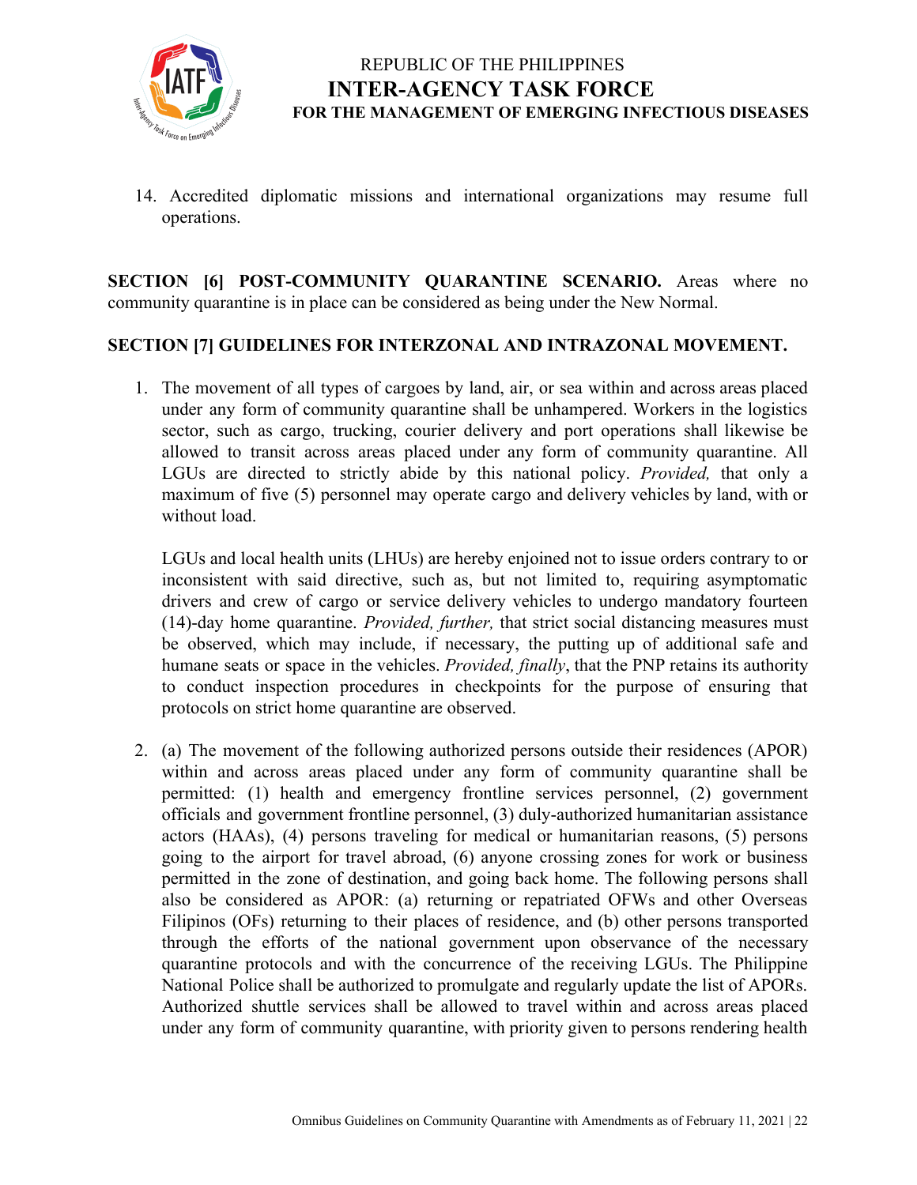14. Accredited diplomatic missions and international organizations may resume full operations.

**SECTION [6] POST-COMMUNITY QUARANTINE SCENARIO.** Areas where no community quarantine is in place can be considered as being under the New Normal.

**SECTION [7] GUIDELINES FOR INTERZONAL AND INTRAZONAL MOVEMENT.**

1. The movement of all types of cargoes by land, air, or sea within and across areas placed under any form of community quarantine shall be unhampered. Workers in the logistics sector, such as cargo, trucking, courier delivery and port operations shall likewise be allowed to transit across areas placed under any form of community quarantine. All LGUs are directed to strictly abide by this national policy. *Provided,* that only a maximum of five (5) personnel may operate cargo and delivery vehicles by land, with or without load.

   LGUs and local health units (LHUs) are hereby enjoined not to issue orders contrary to or inconsistent with said directive, such as, but not limited to, requiring asymptomatic drivers and crew of cargo or service delivery vehicles to undergo mandatory fourteen (14)-day home quarantine. *Provided, further,* that strict social distancing measures must be observed, which may include, if necessary, the putting up of additional safe and humane seats or space in the vehicles. *Provided, finally*, that the PNP retains its authority to conduct inspection procedures in checkpoints for the purpose of ensuring that protocols on strict home quarantine are observed.

2. (a) The movement of the following authorized persons outside their residences (APOR) within and across areas placed under any form of community quarantine shall be permitted: (1) health and emergency frontline services personnel, (2) government officials and government frontline personnel, (3) duly-authorized humanitarian assistance actors (HAAs), (4) persons traveling for medical or humanitarian reasons, (5) persons going to the airport for travel abroad, (6) anyone crossing zones for work or business permitted in the zone of destination, and going back home. The following persons shall also be considered as APOR: (a) returning or repatriated OFWs and other Overseas Filipinos (OFs) returning to their places of residence, and (b) other persons transported through the efforts of the national government upon observance of the necessary quarantine protocols and with the concurrence of the receiving LGUs. The Philippine National Police shall be authorized to promulgate and regularly update the list of APORs. Authorized shuttle services shall be allowed to travel within and across areas placed under any form of community quarantine, with priority given to persons rendering health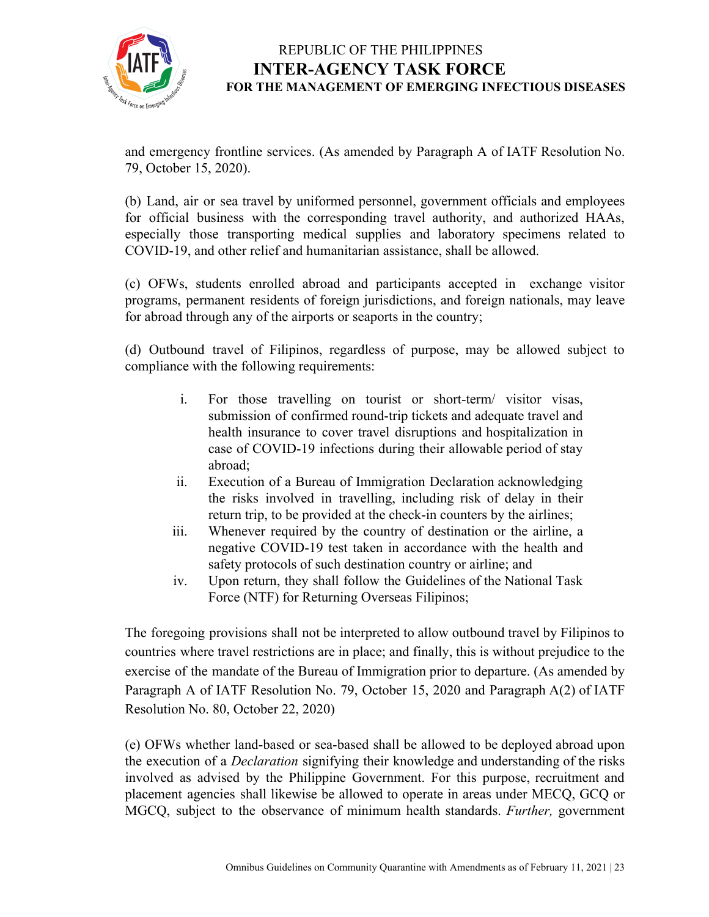and emergency frontline services. (As amended by Paragraph A of IATF Resolution No. 79, October 15, 2020).

(b) Land, air or sea travel by uniformed personnel, government officials and employees for official business with the corresponding travel authority, and authorized HAAs, especially those transporting medical supplies and laboratory specimens related to COVID-19, and other relief and humanitarian assistance, shall be allowed.

(c) OFWs, students enrolled abroad and participants accepted in exchange visitor programs, permanent residents of foreign jurisdictions, and foreign nationals, may leave for abroad through any of the airports or seaports in the country;

(d) Outbound travel of Filipinos, regardless of purpose, may be allowed subject to compliance with the following requirements:

i. For those travelling on tourist or short-term/ visitor visas, submission of confirmed round-trip tickets and adequate travel and health insurance to cover travel disruptions and hospitalization in case of COVID-19 infections during their allowable period of stay abroad;
ii. Execution of a Bureau of Immigration Declaration acknowledging the risks involved in travelling, including risk of delay in their return trip, to be provided at the check-in counters by the airlines;
iii. Whenever required by the country of destination or the airline, a negative COVID-19 test taken in accordance with the health and safety protocols of such destination country or airline; and
iv. Upon return, they shall follow the Guidelines of the National Task Force (NTF) for Returning Overseas Filipinos;

The foregoing provisions shall not be interpreted to allow outbound travel by Filipinos to countries where travel restrictions are in place; and finally, this is without prejudice to the exercise of the mandate of the Bureau of Immigration prior to departure. (As amended by Paragraph A of IATF Resolution No. 79, October 15, 2020 and Paragraph A(2) of IATF Resolution No. 80, October 22, 2020)

(e) OFWs whether land-based or sea-based shall be allowed to be deployed abroad upon the execution of a *Declaration* signifying their knowledge and understanding of the risks involved as advised by the Philippine Government. For this purpose, recruitment and placement agencies shall likewise be allowed to operate in areas under MECQ, GCQ or MGCQ, subject to the observance of minimum health standards. *Further,* government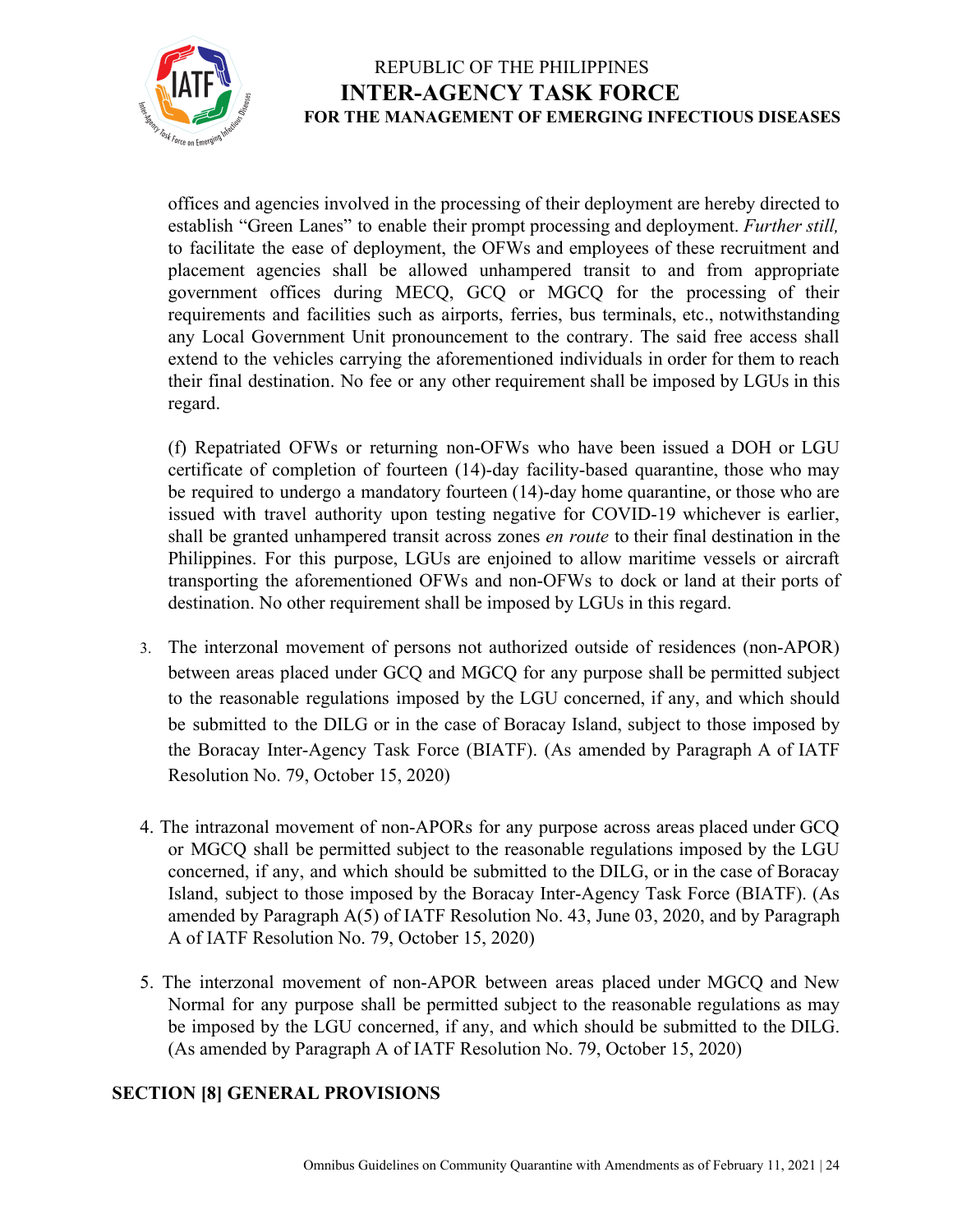offices and agencies involved in the processing of their deployment are hereby directed to establish "Green Lanes" to enable their prompt processing and deployment. *Further still,* to facilitate the ease of deployment, the OFWs and employees of these recruitment and placement agencies shall be allowed unhampered transit to and from appropriate government offices during MECQ, GCQ or MGCQ for the processing of their requirements and facilities such as airports, ferries, bus terminals, etc., notwithstanding any Local Government Unit pronouncement to the contrary. The said free access shall extend to the vehicles carrying the aforementioned individuals in order for them to reach their final destination. No fee or any other requirement shall be imposed by LGUs in this regard.

(f) Repatriated OFWs or returning non-OFWs who have been issued a DOH or LGU certificate of completion of fourteen (14)-day facility-based quarantine, those who may be required to undergo a mandatory fourteen (14)-day home quarantine, or those who are issued with travel authority upon testing negative for COVID-19 whichever is earlier, shall be granted unhampered transit across zones *en route* to their final destination in the Philippines. For this purpose, LGUs are enjoined to allow maritime vessels or aircraft transporting the aforementioned OFWs and non-OFWs to dock or land at their ports of destination. No other requirement shall be imposed by LGUs in this regard.

3. The interzonal movement of persons not authorized outside of residences (non-APOR) between areas placed under GCQ and MGCQ for any purpose shall be permitted subject to the reasonable regulations imposed by the LGU concerned, if any, and which should be submitted to the DILG or in the case of Boracay Island, subject to those imposed by the Boracay Inter-Agency Task Force (BIATF). (As amended by Paragraph A of IATF Resolution No. 79, October 15, 2020)

4. The intrazonal movement of non-APORs for any purpose across areas placed under GCQ or MGCQ shall be permitted subject to the reasonable regulations imposed by the LGU concerned, if any, and which should be submitted to the DILG, or in the case of Boracay Island, subject to those imposed by the Boracay Inter-Agency Task Force (BIATF). (As amended by Paragraph A(5) of IATF Resolution No. 43, June 03, 2020, and by Paragraph A of IATF Resolution No. 79, October 15, 2020)

5. The interzonal movement of non-APOR between areas placed under MGCQ and New Normal for any purpose shall be permitted subject to the reasonable regulations as may be imposed by the LGU concerned, if any, and which should be submitted to the DILG. (As amended by Paragraph A of IATF Resolution No. 79, October 15, 2020)

## SECTION [8] GENERAL PROVISIONS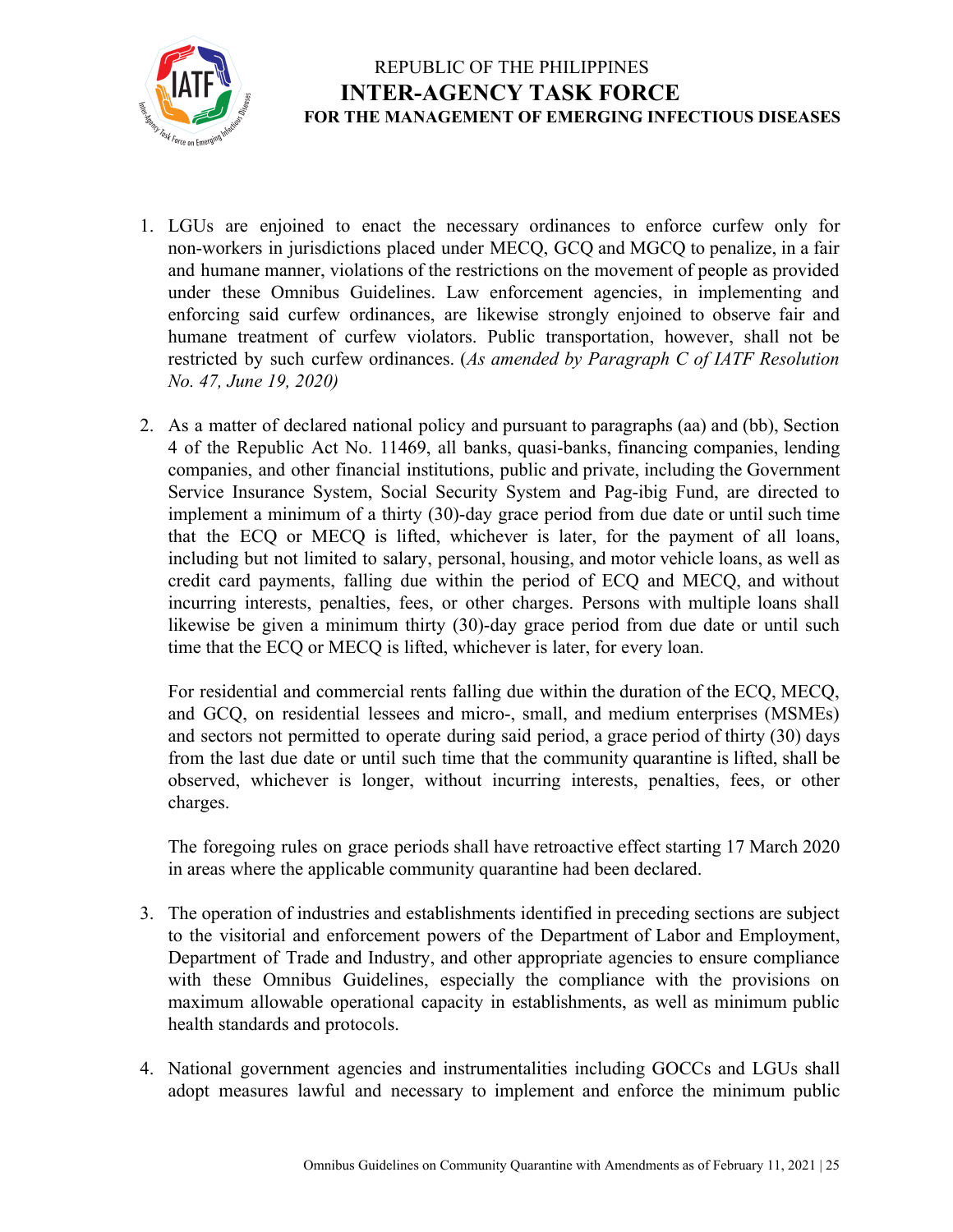1. LGUs are enjoined to enact the necessary ordinances to enforce curfew only for non-workers in jurisdictions placed under MECQ, GCQ and MGCQ to penalize, in a fair and humane manner, violations of the restrictions on the movement of people as provided under these Omnibus Guidelines. Law enforcement agencies, in implementing and enforcing said curfew ordinances, are likewise strongly enjoined to observe fair and humane treatment of curfew violators. Public transportation, however, shall not be restricted by such curfew ordinances. (*As amended by Paragraph C of IATF Resolution No. 47, June 19, 2020)*

2. As a matter of declared national policy and pursuant to paragraphs (aa) and (bb), Section 4 of the Republic Act No. 11469, all banks, quasi-banks, financing companies, lending companies, and other financial institutions, public and private, including the Government Service Insurance System, Social Security System and Pag-ibig Fund, are directed to implement a minimum of a thirty (30)-day grace period from due date or until such time that the ECQ or MECQ is lifted, whichever is later, for the payment of all loans, including but not limited to salary, personal, housing, and motor vehicle loans, as well as credit card payments, falling due within the period of ECQ and MECQ, and without incurring interests, penalties, fees, or other charges. Persons with multiple loans shall likewise be given a minimum thirty (30)-day grace period from due date or until such time that the ECQ or MECQ is lifted, whichever is later, for every loan.

   For residential and commercial rents falling due within the duration of the ECQ, MECQ, and GCQ, on residential lessees and micro-, small, and medium enterprises (MSMEs) and sectors not permitted to operate during said period, a grace period of thirty (30) days from the last due date or until such time that the community quarantine is lifted, shall be observed, whichever is longer, without incurring interests, penalties, fees, or other charges.

   The foregoing rules on grace periods shall have retroactive effect starting 17 March 2020 in areas where the applicable community quarantine had been declared.

3. The operation of industries and establishments identified in preceding sections are subject to the visitorial and enforcement powers of the Department of Labor and Employment, Department of Trade and Industry, and other appropriate agencies to ensure compliance with these Omnibus Guidelines, especially the compliance with the provisions on maximum allowable operational capacity in establishments, as well as minimum public health standards and protocols.

4. National government agencies and instrumentalities including GOCCs and LGUs shall adopt measures lawful and necessary to implement and enforce the minimum public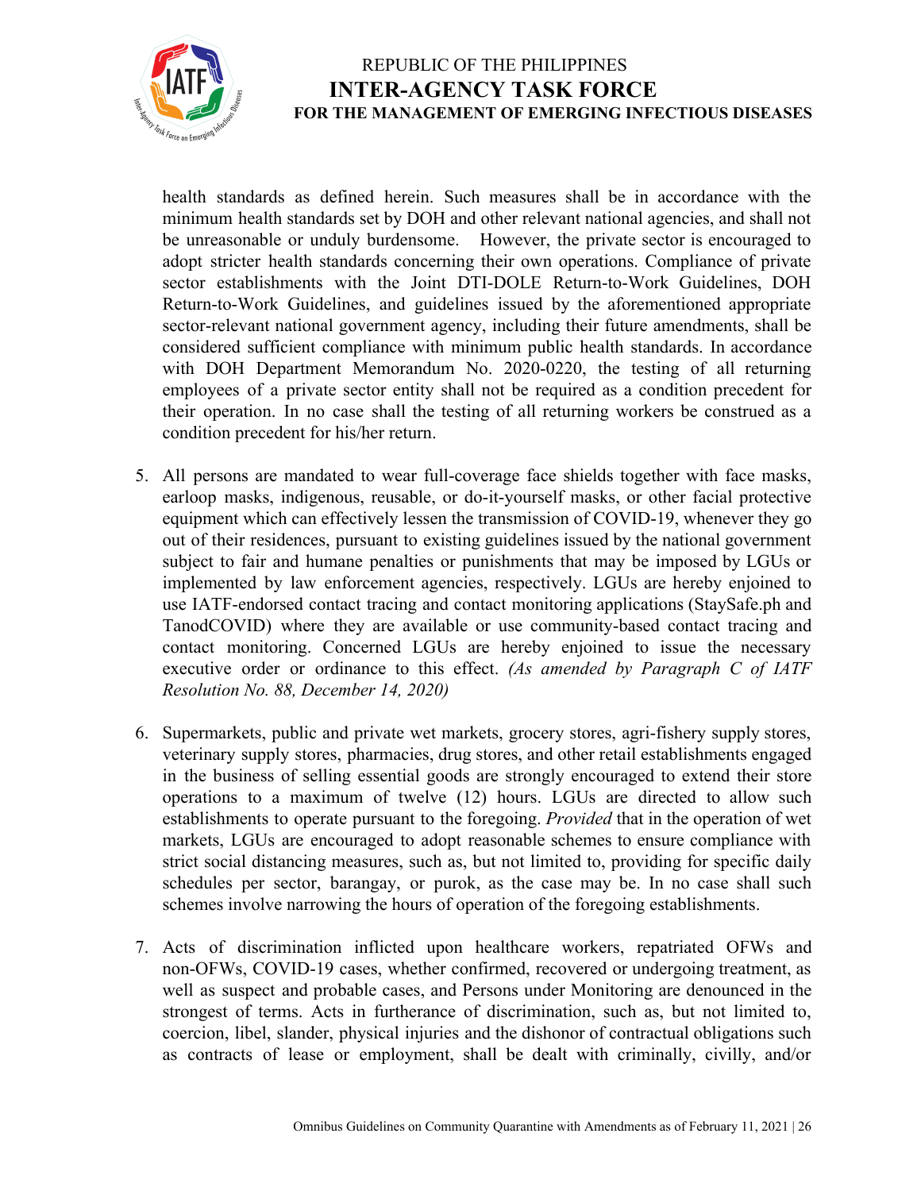health standards as defined herein. Such measures shall be in accordance with the minimum health standards set by DOH and other relevant national agencies, and shall not be unreasonable or unduly burdensome. However, the private sector is encouraged to adopt stricter health standards concerning their own operations. Compliance of private sector establishments with the Joint DTI-DOLE Return-to-Work Guidelines, DOH Return-to-Work Guidelines, and guidelines issued by the aforementioned appropriate sector-relevant national government agency, including their future amendments, shall be considered sufficient compliance with minimum public health standards. In accordance with DOH Department Memorandum No. 2020-0220, the testing of all returning employees of a private sector entity shall not be required as a condition precedent for their operation. In no case shall the testing of all returning workers be construed as a condition precedent for his/her return.

5. All persons are mandated to wear full-coverage face shields together with face masks, earloop masks, indigenous, reusable, or do-it-yourself masks, or other facial protective equipment which can effectively lessen the transmission of COVID-19, whenever they go out of their residences, pursuant to existing guidelines issued by the national government subject to fair and humane penalties or punishments that may be imposed by LGUs or implemented by law enforcement agencies, respectively. LGUs are hereby enjoined to use IATF-endorsed contact tracing and contact monitoring applications (StaySafe.ph and TanodCOVID) where they are available or use community-based contact tracing and contact monitoring. Concerned LGUs are hereby enjoined to issue the necessary executive order or ordinance to this effect. *(As amended by Paragraph C of IATF Resolution No. 88, December 14, 2020)*

6. Supermarkets, public and private wet markets, grocery stores, agri-fishery supply stores, veterinary supply stores, pharmacies, drug stores, and other retail establishments engaged in the business of selling essential goods are strongly encouraged to extend their store operations to a maximum of twelve (12) hours. LGUs are directed to allow such establishments to operate pursuant to the foregoing. *Provided* that in the operation of wet markets, LGUs are encouraged to adopt reasonable schemes to ensure compliance with strict social distancing measures, such as, but not limited to, providing for specific daily schedules per sector, barangay, or purok, as the case may be. In no case shall such schemes involve narrowing the hours of operation of the foregoing establishments.

7. Acts of discrimination inflicted upon healthcare workers, repatriated OFWs and non-OFWs, COVID-19 cases, whether confirmed, recovered or undergoing treatment, as well as suspect and probable cases, and Persons under Monitoring are denounced in the strongest of terms. Acts in furtherance of discrimination, such as, but not limited to, coercion, libel, slander, physical injuries and the dishonor of contractual obligations such as contracts of lease or employment, shall be dealt with criminally, civilly, and/or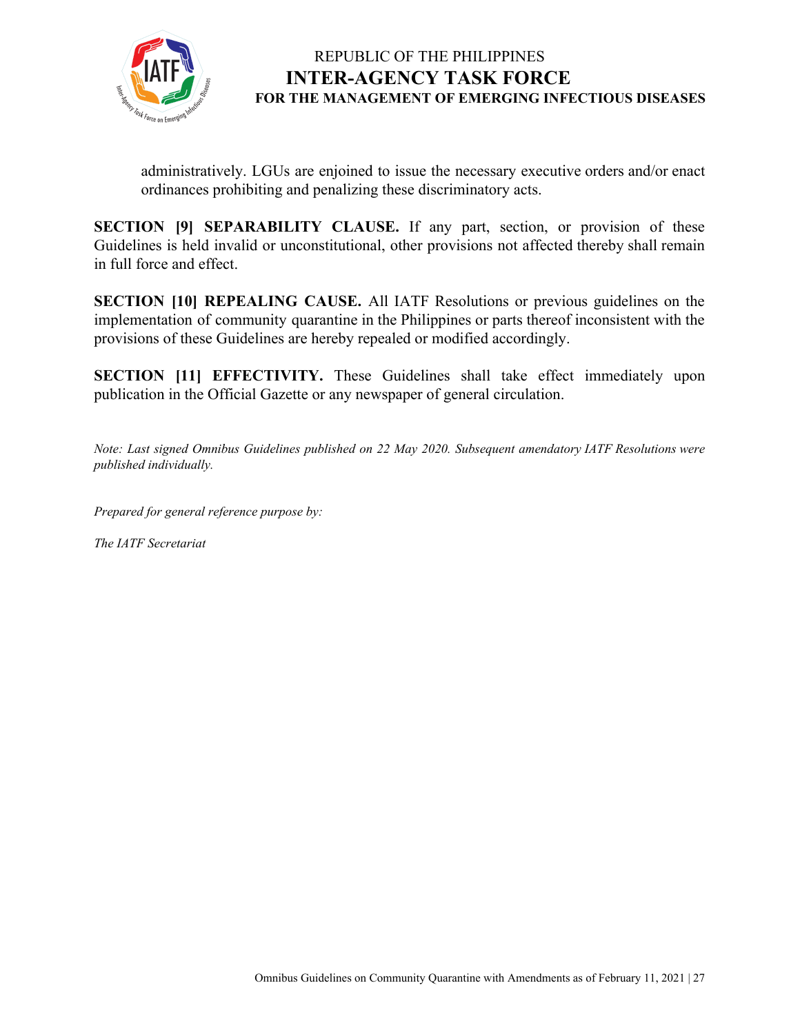administratively. LGUs are enjoined to issue the necessary executive orders and/or enact ordinances prohibiting and penalizing these discriminatory acts.

**SECTION [9] SEPARABILITY CLAUSE.** If any part, section, or provision of these Guidelines is held invalid or unconstitutional, other provisions not affected thereby shall remain in full force and effect.

**SECTION [10] REPEALING CAUSE.** All IATF Resolutions or previous guidelines on the implementation of community quarantine in the Philippines or parts thereof inconsistent with the provisions of these Guidelines are hereby repealed or modified accordingly.

**SECTION [11] EFFECTIVITY.** These Guidelines shall take effect immediately upon publication in the Official Gazette or any newspaper of general circulation.

*Note: Last signed Omnibus Guidelines published on 22 May 2020. Subsequent amendatory IATF Resolutions were published individually.*

*Prepared for general reference purpose by:*

*The IATF Secretariat*